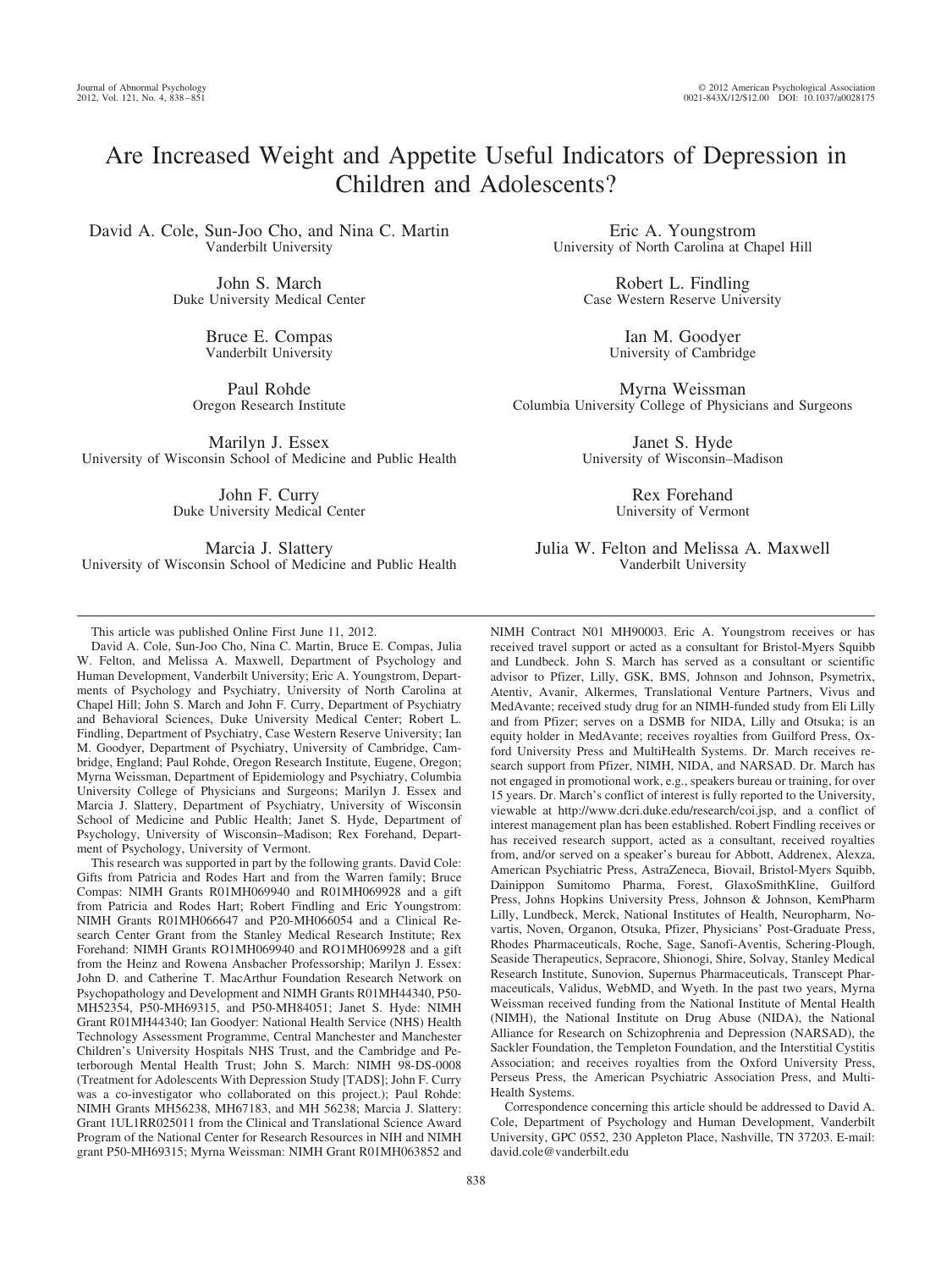# Are Increased Weight and Appetite Useful Indicators of Depression in Children and Adolescents?

David A. Cole, Sun-Joo Cho, and Nina C. Martin
Vanderbilt University

Eric A. Youngstrom
University of North Carolina at Chapel Hill

John S. March
Duke University Medical Center

Robert L. Findling
Case Western Reserve University

Bruce E. Compas
Vanderbilt University

Ian M. Goodyer
University of Cambridge

Paul Rohde
Oregon Research Institute

Myrna Weissman
Columbia University College of Physicians and Surgeons

Marilyn J. Essex
University of Wisconsin School of Medicine and Public Health

Janet S. Hyde
University of Wisconsin–Madison

John F. Curry
Duke University Medical Center

Rex Forehand
University of Vermont

Marcia J. Slattery
University of Wisconsin School of Medicine and Public Health

Julia W. Felton and Melissa A. Maxwell
Vanderbilt University

---

This article was published Online First June 11, 2012.

David A. Cole, Sun-Joo Cho, Nina C. Martin, Bruce E. Compas, Julia W. Felton, and Melissa A. Maxwell, Department of Psychology and Human Development, Vanderbilt University; Eric A. Youngstrom, Departments of Psychology and Psychiatry, University of North Carolina at Chapel Hill; John S. March and John F. Curry, Department of Psychiatry and Behavioral Sciences, Duke University Medical Center; Robert L. Findling, Department of Psychiatry, Case Western Reserve University; Ian M. Goodyer, Department of Psychiatry, University of Cambridge, Cambridge, England; Paul Rohde, Oregon Research Institute, Eugene, Oregon; Myrna Weissman, Department of Epidemiology and Psychiatry, Columbia University College of Physicians and Surgeons; Marilyn J. Essex and Marcia J. Slattery, Department of Psychiatry, University of Wisconsin School of Medicine and Public Health; Janet S. Hyde, Department of Psychology, University of Wisconsin–Madison; Rex Forehand, Department of Psychology, University of Vermont.

This research was supported in part by the following grants. David Cole: Gifts from Patricia and Rodes Hart and from the Warren family; Bruce Compas: NIMH Grants R01MH069940 and R01MH069928 and a gift from Patricia and Rodes Hart; Robert Findling and Eric Youngstrom: NIMH Grants R01MH066647 and P20-MH066054 and a Clinical Research Center Grant from the Stanley Medical Research Institute; Rex Forehand: NIMH Grants RO1MH069940 and RO1MH069928 and a gift from the Heinz and Rowena Ansbacher Professorship; Marilyn J. Essex: John D. and Catherine T. MacArthur Foundation Research Network on Psychopathology and Development and NIMH Grants R01MH44340, P50-MH52354, P50-MH69315, and P50-MH84051; Janet S. Hyde: NIMH Grant R01MH44340; Ian Goodyer: National Health Service (NHS) Health Technology Assessment Programme, Central Manchester and Manchester Children's University Hospitals NHS Trust, and the Cambridge and Peterborough Mental Health Trust; John S. March: NIMH 98-DS-0008 (Treatment for Adolescents With Depression Study [TADS]; John F. Curry was a co-investigator who collaborated on this project.); Paul Rohde: NIMH Grants MH56238, MH67183, and MH 56238; Marcia J. Slattery: Grant 1UL1RR025011 from the Clinical and Translational Science Award Program of the National Center for Research Resources in NIH and NIMH grant P50-MH69315; Myrna Weissman: NIMH Grant R01MH063852 and NIMH Contract N01 MH90003. Eric A. Youngstrom receives or has received travel support or acted as a consultant for Bristol-Myers Squibb and Lundbeck. John S. March has served as a consultant or scientific advisor to Pfizer, Lilly, GSK, BMS, Johnson and Johnson, Psymetrix, Atentiv, Avanir, Alkermes, Translational Venture Partners, Vivus and MedAvante; received study drug for an NIMH-funded study from Eli Lilly and from Pfizer; serves on a DSMB for NIDA, Lilly and Otsuka; is an equity holder in MedAvante; receives royalties from Guilford Press, Oxford University Press and MultiHealth Systems. Dr. March receives research support from Pfizer, NIMH, NIDA, and NARSAD. Dr. March has not engaged in promotional work, e.g., speakers bureau or training, for over 15 years. Dr. March's conflict of interest is fully reported to the University, viewable at http://www.dcri.duke.edu/research/coi.jsp, and a conflict of interest management plan has been established. Robert Findling receives or has received research support, acted as a consultant, received royalties from, and/or served on a speaker's bureau for Abbott, Addrenex, Alexza, American Psychiatric Press, AstraZeneca, Biovail, Bristol-Myers Squibb, Dainippon Sumitomo Pharma, Forest, GlaxoSmithKline, Guilford Press, Johns Hopkins University Press, Johnson & Johnson, KemPharm Lilly, Lundbeck, Merck, National Institutes of Health, Neuropharm, Novartis, Noven, Organon, Otsuka, Pfizer, Physicians' Post-Graduate Press, Rhodes Pharmaceuticals, Roche, Sage, Sanofi-Aventis, Schering-Plough, Seaside Therapeutics, Sepracore, Shionogi, Shire, Solvay, Stanley Medical Research Institute, Sunovion, Supernus Pharmaceuticals, Transcept Pharmaceuticals, Validus, WebMD, and Wyeth. In the past two years, Myrna Weissman received funding from the National Institute of Mental Health (NIMH), the National Institute on Drug Abuse (NIDA), the National Alliance for Research on Schizophrenia and Depression (NARSAD), the Sackler Foundation, the Templeton Foundation, and the Interstitial Cystitis Association; and receives royalties from the Oxford University Press, Perseus Press, the American Psychiatric Association Press, and MultiHealth Systems.

Correspondence concerning this article should be addressed to David A. Cole, Department of Psychology and Human Development, Vanderbilt University, GPC 0552, 230 Appleton Place, Nashville, TN 37203. E-mail: david.cole@vanderbilt.edu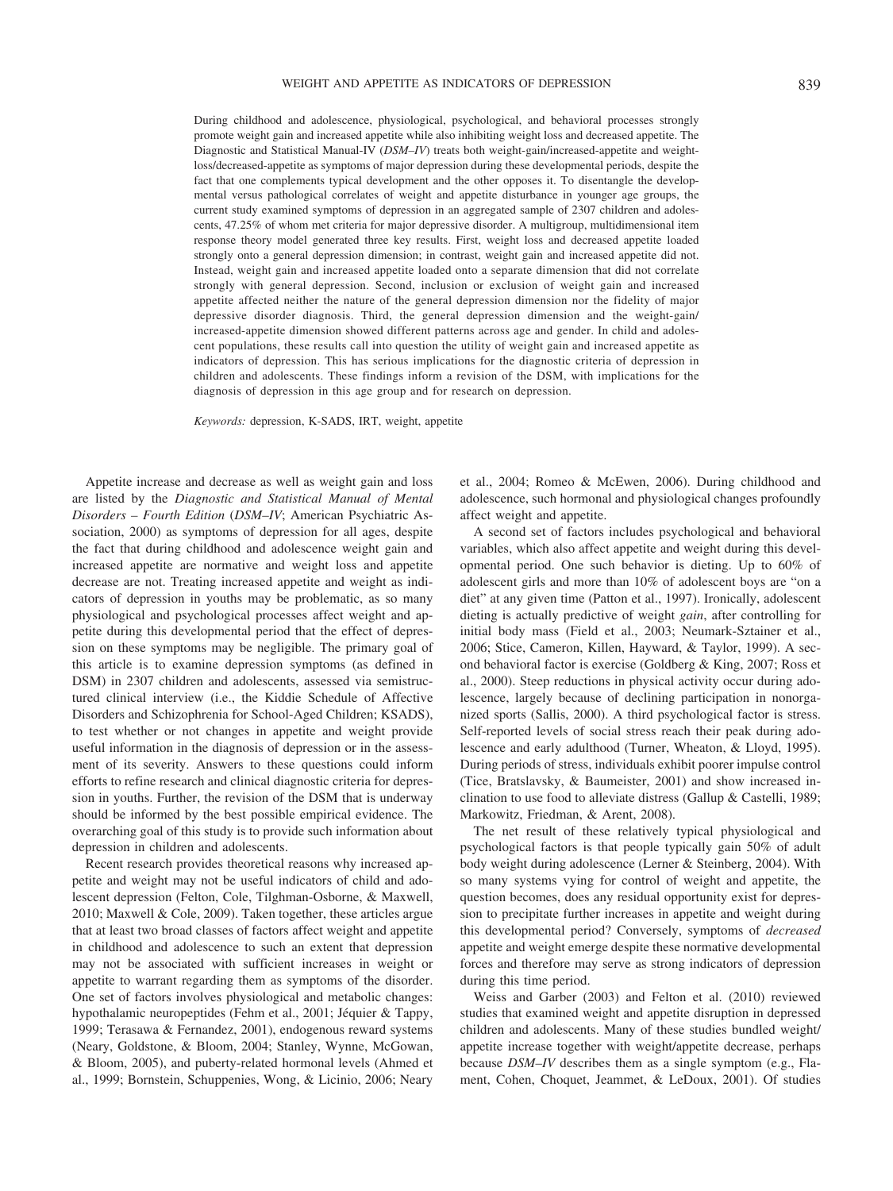During childhood and adolescence, physiological, psychological, and behavioral processes strongly promote weight gain and increased appetite while also inhibiting weight loss and decreased appetite. The Diagnostic and Statistical Manual-IV (*DSM–IV*) treats both weight-gain/increased-appetite and weight-loss/decreased-appetite as symptoms of major depression during these developmental periods, despite the fact that one complements typical development and the other opposes it. To disentangle the developmental versus pathological correlates of weight and appetite disturbance in younger age groups, the current study examined symptoms of depression in an aggregated sample of 2307 children and adolescents, 47.25% of whom met criteria for major depressive disorder. A multigroup, multidimensional item response theory model generated three key results. First, weight loss and decreased appetite loaded strongly onto a general depression dimension; in contrast, weight gain and increased appetite did not. Instead, weight gain and increased appetite loaded onto a separate dimension that did not correlate strongly with general depression. Second, inclusion or exclusion of weight gain and increased appetite affected neither the nature of the general depression dimension nor the fidelity of major depressive disorder diagnosis. Third, the general depression dimension and the weight-gain/increased-appetite dimension showed different patterns across age and gender. In child and adolescent populations, these results call into question the utility of weight gain and increased appetite as indicators of depression. This has serious implications for the diagnostic criteria of depression in children and adolescents. These findings inform a revision of the DSM, with implications for the diagnosis of depression in this age group and for research on depression.

*Keywords:* depression, K-SADS, IRT, weight, appetite

Appetite increase and decrease as well as weight gain and loss are listed by the *Diagnostic and Statistical Manual of Mental Disorders – Fourth Edition* (*DSM–IV*; American Psychiatric Association, 2000) as symptoms of depression for all ages, despite the fact that during childhood and adolescence weight gain and increased appetite are normative and weight loss and appetite decrease are not. Treating increased appetite and weight as indicators of depression in youths may be problematic, as so many physiological and psychological processes affect weight and appetite during this developmental period that the effect of depression on these symptoms may be negligible. The primary goal of this article is to examine depression symptoms (as defined in DSM) in 2307 children and adolescents, assessed via semistructured clinical interview (i.e., the Kiddie Schedule of Affective Disorders and Schizophrenia for School-Aged Children; KSADS), to test whether or not changes in appetite and weight provide useful information in the diagnosis of depression or in the assessment of its severity. Answers to these questions could inform efforts to refine research and clinical diagnostic criteria for depression in youths. Further, the revision of the DSM that is underway should be informed by the best possible empirical evidence. The overarching goal of this study is to provide such information about depression in children and adolescents.

Recent research provides theoretical reasons why increased appetite and weight may not be useful indicators of child and adolescent depression (Felton, Cole, Tilghman-Osborne, & Maxwell, 2010; Maxwell & Cole, 2009). Taken together, these articles argue that at least two broad classes of factors affect weight and appetite in childhood and adolescence to such an extent that depression may not be associated with sufficient increases in weight or appetite to warrant regarding them as symptoms of the disorder. One set of factors involves physiological and metabolic changes: hypothalamic neuropeptides (Fehm et al., 2001; Jéquier & Tappy, 1999; Terasawa & Fernandez, 2001), endogenous reward systems (Neary, Goldstone, & Bloom, 2004; Stanley, Wynne, McGowan, & Bloom, 2005), and puberty-related hormonal levels (Ahmed et al., 1999; Bornstein, Schuppenies, Wong, & Licinio, 2006; Neary et al., 2004; Romeo & McEwen, 2006). During childhood and adolescence, such hormonal and physiological changes profoundly affect weight and appetite.

A second set of factors includes psychological and behavioral variables, which also affect appetite and weight during this developmental period. One such behavior is dieting. Up to 60% of adolescent girls and more than 10% of adolescent boys are "on a diet" at any given time (Patton et al., 1997). Ironically, adolescent dieting is actually predictive of weight *gain*, after controlling for initial body mass (Field et al., 2003; Neumark-Sztainer et al., 2006; Stice, Cameron, Killen, Hayward, & Taylor, 1999). A second behavioral factor is exercise (Goldberg & King, 2007; Ross et al., 2000). Steep reductions in physical activity occur during adolescence, largely because of declining participation in nonorganized sports (Sallis, 2000). A third psychological factor is stress. Self-reported levels of social stress reach their peak during adolescence and early adulthood (Turner, Wheaton, & Lloyd, 1995). During periods of stress, individuals exhibit poorer impulse control (Tice, Bratslavsky, & Baumeister, 2001) and show increased inclination to use food to alleviate distress (Gallup & Castelli, 1989; Markowitz, Friedman, & Arent, 2008).

The net result of these relatively typical physiological and psychological factors is that people typically gain 50% of adult body weight during adolescence (Lerner & Steinberg, 2004). With so many systems vying for control of weight and appetite, the question becomes, does any residual opportunity exist for depression to precipitate further increases in appetite and weight during this developmental period? Conversely, symptoms of *decreased* appetite and weight emerge despite these normative developmental forces and therefore may serve as strong indicators of depression during this time period.

Weiss and Garber (2003) and Felton et al. (2010) reviewed studies that examined weight and appetite disruption in depressed children and adolescents. Many of these studies bundled weight/appetite increase together with weight/appetite decrease, perhaps because *DSM–IV* describes them as a single symptom (e.g., Flament, Cohen, Choquet, Jeammet, & LeDoux, 2001). Of studies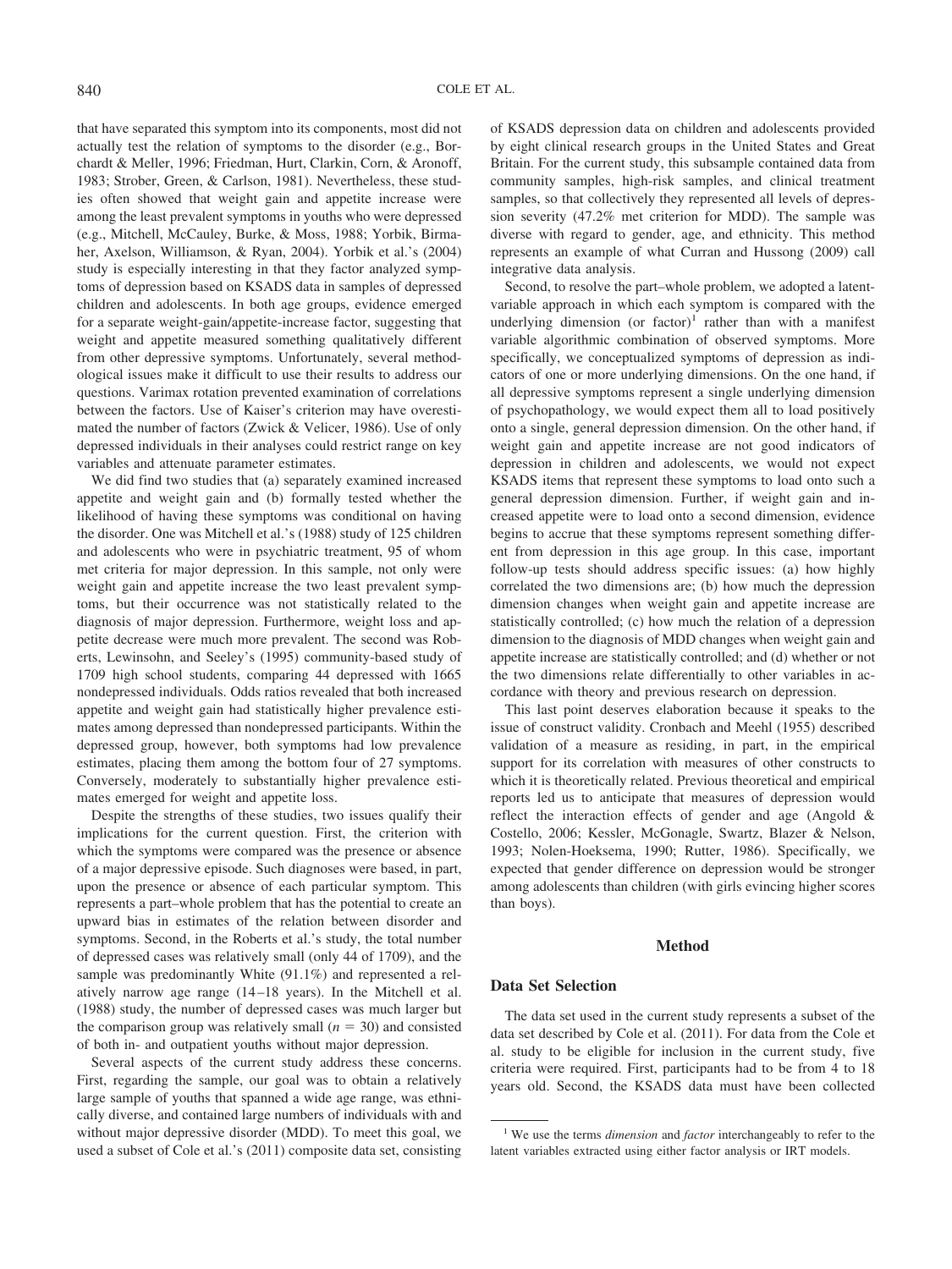that have separated this symptom into its components, most did not actually test the relation of symptoms to the disorder (e.g., Borchardt & Meller, 1996; Friedman, Hurt, Clarkin, Corn, & Aronoff, 1983; Strober, Green, & Carlson, 1981). Nevertheless, these studies often showed that weight gain and appetite increase were among the least prevalent symptoms in youths who were depressed (e.g., Mitchell, McCauley, Burke, & Moss, 1988; Yorbik, Birmaher, Axelson, Williamson, & Ryan, 2004). Yorbik et al.'s (2004) study is especially interesting in that they factor analyzed symptoms of depression based on KSADS data in samples of depressed children and adolescents. In both age groups, evidence emerged for a separate weight-gain/appetite-increase factor, suggesting that weight and appetite measured something qualitatively different from other depressive symptoms. Unfortunately, several methodological issues make it difficult to use their results to address our questions. Varimax rotation prevented examination of correlations between the factors. Use of Kaiser's criterion may have overestimated the number of factors (Zwick & Velicer, 1986). Use of only depressed individuals in their analyses could restrict range on key variables and attenuate parameter estimates.

We did find two studies that (a) separately examined increased appetite and weight gain and (b) formally tested whether the likelihood of having these symptoms was conditional on having the disorder. One was Mitchell et al.'s (1988) study of 125 children and adolescents who were in psychiatric treatment, 95 of whom met criteria for major depression. In this sample, not only were weight gain and appetite increase the two least prevalent symptoms, but their occurrence was not statistically related to the diagnosis of major depression. Furthermore, weight loss and appetite decrease were much more prevalent. The second was Roberts, Lewinsohn, and Seeley's (1995) community-based study of 1709 high school students, comparing 44 depressed with 1665 nondepressed individuals. Odds ratios revealed that both increased appetite and weight gain had statistically higher prevalence estimates among depressed than nondepressed participants. Within the depressed group, however, both symptoms had low prevalence estimates, placing them among the bottom four of 27 symptoms. Conversely, moderately to substantially higher prevalence estimates emerged for weight and appetite loss.

Despite the strengths of these studies, two issues qualify their implications for the current question. First, the criterion with which the symptoms were compared was the presence or absence of a major depressive episode. Such diagnoses were based, in part, upon the presence or absence of each particular symptom. This represents a part–whole problem that has the potential to create an upward bias in estimates of the relation between disorder and symptoms. Second, in the Roberts et al.'s study, the total number of depressed cases was relatively small (only 44 of 1709), and the sample was predominantly White (91.1%) and represented a relatively narrow age range (14–18 years). In the Mitchell et al. (1988) study, the number of depressed cases was much larger but the comparison group was relatively small ($n = 30$) and consisted of both in- and outpatient youths without major depression.

Several aspects of the current study address these concerns. First, regarding the sample, our goal was to obtain a relatively large sample of youths that spanned a wide age range, was ethnically diverse, and contained large numbers of individuals with and without major depressive disorder (MDD). To meet this goal, we used a subset of Cole et al.'s (2011) composite data set, consisting of KSADS depression data on children and adolescents provided by eight clinical research groups in the United States and Great Britain. For the current study, this subsample contained data from community samples, high-risk samples, and clinical treatment samples, so that collectively they represented all levels of depression severity (47.2% met criterion for MDD). The sample was diverse with regard to gender, age, and ethnicity. This method represents an example of what Curran and Hussong (2009) call integrative data analysis.

Second, to resolve the part–whole problem, we adopted a latent-variable approach in which each symptom is compared with the underlying dimension (or factor)[1] rather than with a manifest variable algorithmic combination of observed symptoms. More specifically, we conceptualized symptoms of depression as indicators of one or more underlying dimensions. On the one hand, if all depressive symptoms represent a single underlying dimension of psychopathology, we would expect them all to load positively onto a single, general depression dimension. On the other hand, if weight gain and appetite increase are not good indicators of depression in children and adolescents, we would not expect KSADS items that represent these symptoms to load onto such a general depression dimension. Further, if weight gain and increased appetite were to load onto a second dimension, evidence begins to accrue that these symptoms represent something different from depression in this age group. In this case, important follow-up tests should address specific issues: (a) how highly correlated the two dimensions are; (b) how much the depression dimension changes when weight gain and appetite increase are statistically controlled; (c) how much the relation of a depression dimension to the diagnosis of MDD changes when weight gain and appetite increase are statistically controlled; and (d) whether or not the two dimensions relate differentially to other variables in accordance with theory and previous research on depression.

This last point deserves elaboration because it speaks to the issue of construct validity. Cronbach and Meehl (1955) described validation of a measure as residing, in part, in the empirical support for its correlation with measures of other constructs to which it is theoretically related. Previous theoretical and empirical reports led us to anticipate that measures of depression would reflect the interaction effects of gender and age (Angold & Costello, 2006; Kessler, McGonagle, Swartz, Blazer & Nelson, 1993; Nolen-Hoeksema, 1990; Rutter, 1986). Specifically, we expected that gender difference on depression would be stronger among adolescents than children (with girls evincing higher scores than boys).

## Method

### Data Set Selection

The data set used in the current study represents a subset of the data set described by Cole et al. (2011). For data from the Cole et al. study to be eligible for inclusion in the current study, five criteria were required. First, participants had to be from 4 to 18 years old. Second, the KSADS data must have been collected

[1] We use the terms *dimension* and *factor* interchangeably to refer to the latent variables extracted using either factor analysis or IRT models.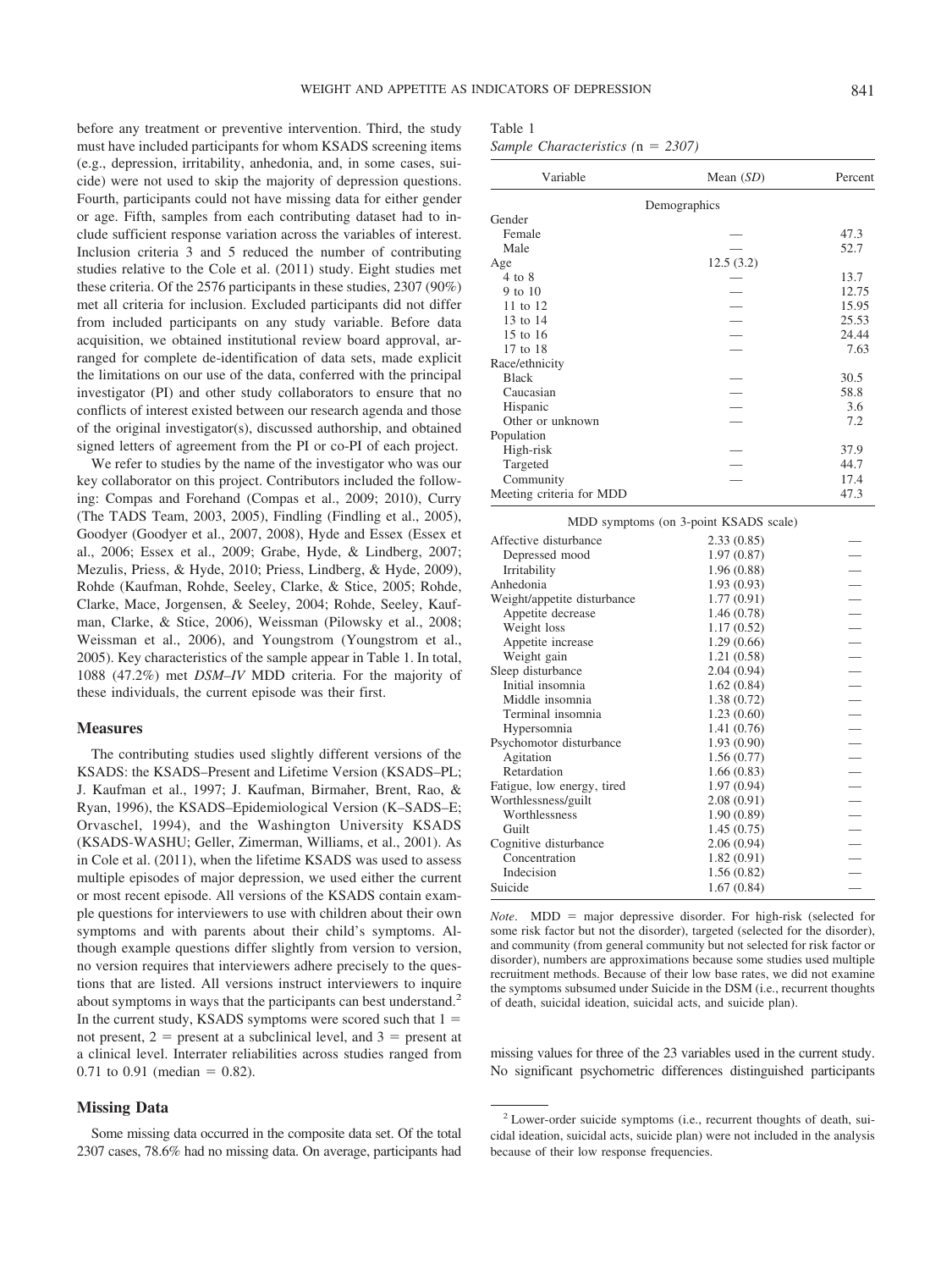before any treatment or preventive intervention. Third, the study must have included participants for whom KSADS screening items (e.g., depression, irritability, anhedonia, and, in some cases, suicide) were not used to skip the majority of depression questions. Fourth, participants could not have missing data for either gender or age. Fifth, samples from each contributing dataset had to include sufficient response variation across the variables of interest. Inclusion criteria 3 and 5 reduced the number of contributing studies relative to the Cole et al. (2011) study. Eight studies met these criteria. Of the 2576 participants in these studies, 2307 (90%) met all criteria for inclusion. Excluded participants did not differ from included participants on any study variable. Before data acquisition, we obtained institutional review board approval, arranged for complete de-identification of data sets, made explicit the limitations on our use of the data, conferred with the principal investigator (PI) and other study collaborators to ensure that no conflicts of interest existed between our research agenda and those of the original investigator(s), discussed authorship, and obtained signed letters of agreement from the PI or co-PI of each project.

We refer to studies by the name of the investigator who was our key collaborator on this project. Contributors included the following: Compas and Forehand (Compas et al., 2009; 2010), Curry (The TADS Team, 2003, 2005), Findling (Findling et al., 2005), Goodyer (Goodyer et al., 2007, 2008), Hyde and Essex (Essex et al., 2006; Essex et al., 2009; Grabe, Hyde, & Lindberg, 2007; Mezulis, Priess, & Hyde, 2010; Priess, Lindberg, & Hyde, 2009), Rohde (Kaufman, Rohde, Seeley, Clarke, & Stice, 2005; Rohde, Clarke, Mace, Jorgensen, & Seeley, 2004; Rohde, Seeley, Kaufman, Clarke, & Stice, 2006), Weissman (Pilowsky et al., 2008; Weissman et al., 2006), and Youngstrom (Youngstrom et al., 2005). Key characteristics of the sample appear in Table 1. In total, 1088 (47.2%) met *DSM–IV* MDD criteria. For the majority of these individuals, the current episode was their first.

Table 1
*Sample Characteristics (n = 2307)*

| Variable | Mean (*SD*) | Percent |
|---|---|---|
| | Demographics | |
| Gender | | |
| Female | — | 47.3 |
| Male | — | 52.7 |
| Age | 12.5 (3.2) | |
| 4 to 8 | — | 13.7 |
| 9 to 10 | — | 12.75 |
| 11 to 12 | — | 15.95 |
| 13 to 14 | — | 25.53 |
| 15 to 16 | — | 24.44 |
| 17 to 18 | — | 7.63 |
| Race/ethnicity | | |
| Black | — | 30.5 |
| Caucasian | — | 58.8 |
| Hispanic | — | 3.6 |
| Other or unknown | — | 7.2 |
| Population | | |
| High-risk | — | 37.9 |
| Targeted | — | 44.7 |
| Community | — | 17.4 |
| Meeting criteria for MDD | | 47.3 |
| | MDD symptoms (on 3-point KSADS scale) | |
| Affective disturbance | 2.33 (0.85) | — |
| Depressed mood | 1.97 (0.87) | — |
| Irritability | 1.96 (0.88) | — |
| Anhedonia | 1.93 (0.93) | — |
| Weight/appetite disturbance | 1.77 (0.91) | — |
| Appetite decrease | 1.46 (0.78) | — |
| Weight loss | 1.17 (0.52) | — |
| Appetite increase | 1.29 (0.66) | — |
| Weight gain | 1.21 (0.58) | — |
| Sleep disturbance | 2.04 (0.94) | — |
| Initial insomnia | 1.62 (0.84) | — |
| Middle insomnia | 1.38 (0.72) | — |
| Terminal insomnia | 1.23 (0.60) | — |
| Hypersomnia | 1.41 (0.76) | — |
| Psychomotor disturbance | 1.93 (0.90) | — |
| Agitation | 1.56 (0.77) | — |
| Retardation | 1.66 (0.83) | — |
| Fatigue, low energy, tired | 1.97 (0.94) | — |
| Worthlessness/guilt | 2.08 (0.91) | — |
| Worthlessness | 1.90 (0.89) | — |
| Guilt | 1.45 (0.75) | — |
| Cognitive disturbance | 2.06 (0.94) | — |
| Concentration | 1.82 (0.91) | — |
| Indecision | 1.56 (0.82) | — |
| Suicide | 1.67 (0.84) | — |

*Note*. MDD = major depressive disorder. For high-risk (selected for some risk factor but not the disorder), targeted (selected for the disorder), and community (from general community but not selected for risk factor or disorder), numbers are approximations because some studies used multiple recruitment methods. Because of their low base rates, we did not examine the symptoms subsumed under Suicide in the DSM (i.e., recurrent thoughts of death, suicidal ideation, suicidal acts, and suicide plan).

## Measures

The contributing studies used slightly different versions of the KSADS: the KSADS–Present and Lifetime Version (KSADS–PL; J. Kaufman et al., 1997; J. Kaufman, Birmaher, Brent, Rao, & Ryan, 1996), the KSADS–Epidemiological Version (K–SADS–E; Orvaschel, 1994), and the Washington University KSADS (KSADS-WASHU; Geller, Zimerman, Williams, et al., 2001). As in Cole et al. (2011), when the lifetime KSADS was used to assess multiple episodes of major depression, we used either the current or most recent episode. All versions of the KSADS contain example questions for interviewers to use with children about their own symptoms and with parents about their child's symptoms. Although example questions differ slightly from version to version, no version requires that interviewers adhere precisely to the questions that are listed. All versions instruct interviewers to inquire about symptoms in ways that the participants can best understand.[2] In the current study, KSADS symptoms were scored such that 1 = not present, 2 = present at a subclinical level, and 3 = present at a clinical level. Interrater reliabilities across studies ranged from 0.71 to 0.91 (median = 0.82).

## Missing Data

Some missing data occurred in the composite data set. Of the total 2307 cases, 78.6% had no missing data. On average, participants had missing values for three of the 23 variables used in the current study. No significant psychometric differences distinguished participants

[2] Lower-order suicide symptoms (i.e., recurrent thoughts of death, suicidal ideation, suicidal acts, suicide plan) were not included in the analysis because of their low response frequencies.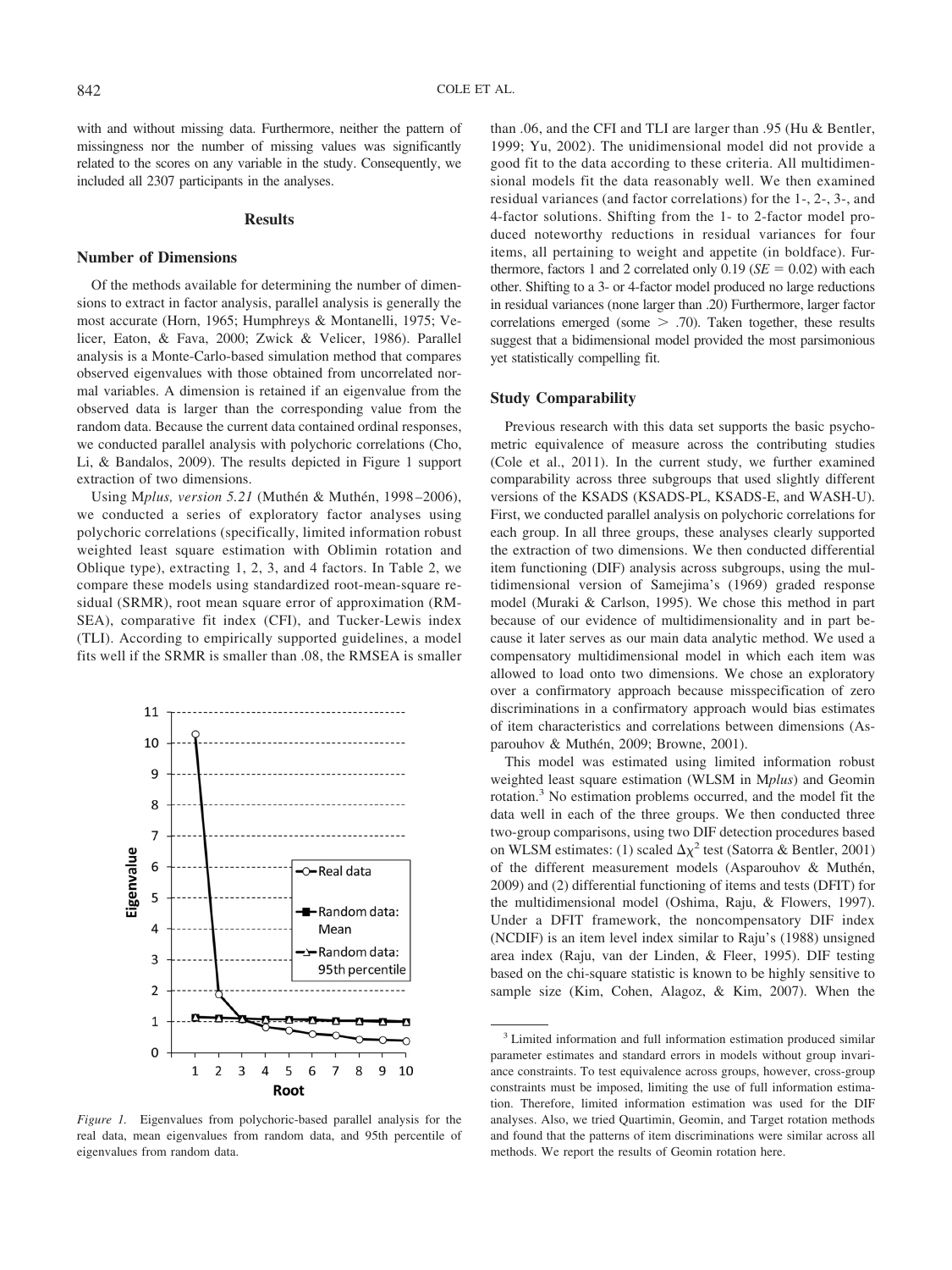with and without missing data. Furthermore, neither the pattern of missingness nor the number of missing values was significantly related to the scores on any variable in the study. Consequently, we included all 2307 participants in the analyses.

## Results

### Number of Dimensions

Of the methods available for determining the number of dimensions to extract in factor analysis, parallel analysis is generally the most accurate (Horn, 1965; Humphreys & Montanelli, 1975; Velicer, Eaton, & Fava, 2000; Zwick & Velicer, 1986). Parallel analysis is a Monte-Carlo-based simulation method that compares observed eigenvalues with those obtained from uncorrelated normal variables. A dimension is retained if an eigenvalue from the observed data is larger than the corresponding value from the random data. Because the current data contained ordinal responses, we conducted parallel analysis with polychoric correlations (Cho, Li, & Bandalos, 2009). The results depicted in Figure 1 support extraction of two dimensions.

Using M*plus, version 5.21* (Muthén & Muthén, 1998–2006), we conducted a series of exploratory factor analyses using polychoric correlations (specifically, limited information robust weighted least square estimation with Oblimin rotation and Oblique type), extracting 1, 2, 3, and 4 factors. In Table 2, we compare these models using standardized root-mean-square residual (SRMR), root mean square error of approximation (RMSEA), comparative fit index (CFI), and Tucker-Lewis index (TLI). According to empirically supported guidelines, a model fits well if the SRMR is smaller than .08, the RMSEA is smaller than .06, and the CFI and TLI are larger than .95 (Hu & Bentler, 1999; Yu, 2002). The unidimensional model did not provide a good fit to the data according to these criteria. All multidimensional models fit the data reasonably well. We then examined residual variances (and factor correlations) for the 1-, 2-, 3-, and 4-factor solutions. Shifting from the 1- to 2-factor model produced noteworthy reductions in residual variances for four items, all pertaining to weight and appetite (in boldface). Furthermore, factors 1 and 2 correlated only 0.19 ($SE = 0.02$) with each other. Shifting to a 3- or 4-factor model produced no large reductions in residual variances (none larger than .20) Furthermore, larger factor correlations emerged (some $> .70$). Taken together, these results suggest that a bidimensional model provided the most parsimonious yet statistically compelling fit.

*Figure 1.* Eigenvalues from polychoric-based parallel analysis for the real data, mean eigenvalues from random data, and 95th percentile of eigenvalues from random data.

### Study Comparability

Previous research with this data set supports the basic psychometric equivalence of measure across the contributing studies (Cole et al., 2011). In the current study, we further examined comparability across three subgroups that used slightly different versions of the KSADS (KSADS-PL, KSADS-E, and WASH-U). First, we conducted parallel analysis on polychoric correlations for each group. In all three groups, these analyses clearly supported the extraction of two dimensions. We then conducted differential item functioning (DIF) analysis across subgroups, using the multidimensional version of Samejima's (1969) graded response model (Muraki & Carlson, 1995). We chose this method in part because of our evidence of multidimensionality and in part because it later serves as our main data analytic method. We used a compensatory multidimensional model in which each item was allowed to load onto two dimensions. We chose an exploratory over a confirmatory approach because misspecification of zero discriminations in a confirmatory approach would bias estimates of item characteristics and correlations between dimensions (Asparouhov & Muthén, 2009; Browne, 2001).

This model was estimated using limited information robust weighted least square estimation (WLSM in M*plus*) and Geomin rotation.[3] No estimation problems occurred, and the model fit the data well in each of the three groups. We then conducted three two-group comparisons, using two DIF detection procedures based on WLSM estimates: (1) scaled $\Delta\chi^2$ test (Satorra & Bentler, 2001) of the different measurement models (Asparouhov & Muthén, 2009) and (2) differential functioning of items and tests (DFIT) for the multidimensional model (Oshima, Raju, & Flowers, 1997). Under a DFIT framework, the noncompensatory DIF index (NCDIF) is an item level index similar to Raju's (1988) unsigned area index (Raju, van der Linden, & Fleer, 1995). DIF testing based on the chi-square statistic is known to be highly sensitive to sample size (Kim, Cohen, Alagoz, & Kim, 2007). When the

[3] Limited information and full information estimation produced similar parameter estimates and standard errors in models without group invariance constraints. To test equivalence across groups, however, cross-group constraints must be imposed, limiting the use of full information estimation. Therefore, limited information estimation was used for the DIF analyses. Also, we tried Quartimin, Geomin, and Target rotation methods and found that the patterns of item discriminations were similar across all methods. We report the results of Geomin rotation here.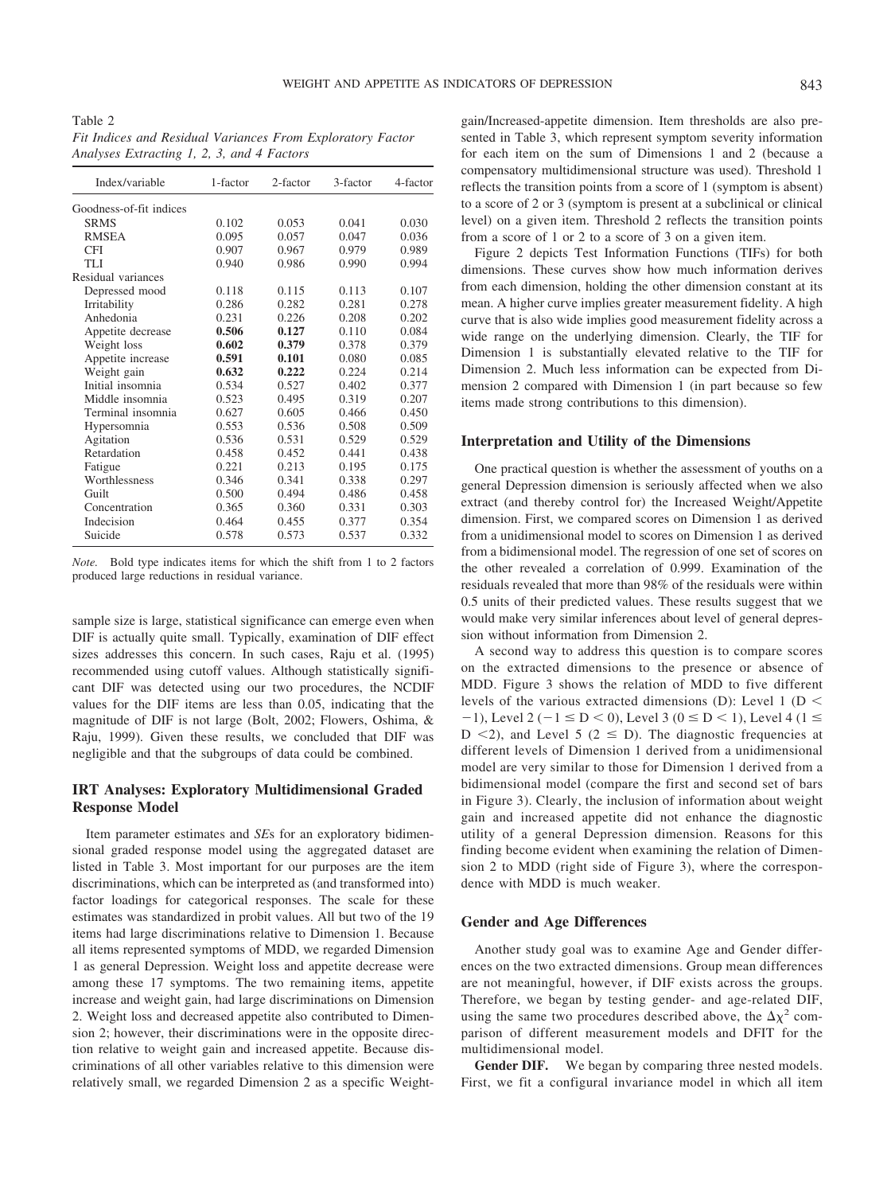Table 2
*Fit Indices and Residual Variances From Exploratory Factor Analyses Extracting 1, 2, 3, and 4 Factors*

| Index/variable | 1-factor | 2-factor | 3-factor | 4-factor |
|---|---|---|---|---|
| Goodness-of-fit indices | | | | |
| SRMS | 0.102 | 0.053 | 0.041 | 0.030 |
| RMSEA | 0.095 | 0.057 | 0.047 | 0.036 |
| CFI | 0.907 | 0.967 | 0.979 | 0.989 |
| TLI | 0.940 | 0.986 | 0.990 | 0.994 |
| Residual variances | | | | |
| Depressed mood | 0.118 | 0.115 | 0.113 | 0.107 |
| Irritability | 0.286 | 0.282 | 0.281 | 0.278 |
| Anhedonia | 0.231 | 0.226 | 0.208 | 0.202 |
| Appetite decrease | **0.506** | **0.127** | 0.110 | 0.084 |
| Weight loss | **0.602** | **0.379** | 0.378 | 0.379 |
| Appetite increase | **0.591** | **0.101** | 0.080 | 0.085 |
| Weight gain | **0.632** | **0.222** | 0.224 | 0.214 |
| Initial insomnia | 0.534 | 0.527 | 0.402 | 0.377 |
| Middle insomnia | 0.523 | 0.495 | 0.319 | 0.207 |
| Terminal insomnia | 0.627 | 0.605 | 0.466 | 0.450 |
| Hypersomnia | 0.553 | 0.536 | 0.508 | 0.509 |
| Agitation | 0.536 | 0.531 | 0.529 | 0.529 |
| Retardation | 0.458 | 0.452 | 0.441 | 0.438 |
| Fatigue | 0.221 | 0.213 | 0.195 | 0.175 |
| Worthlessness | 0.346 | 0.341 | 0.338 | 0.297 |
| Guilt | 0.500 | 0.494 | 0.486 | 0.458 |
| Concentration | 0.365 | 0.360 | 0.331 | 0.303 |
| Indecision | 0.464 | 0.455 | 0.377 | 0.354 |
| Suicide | 0.578 | 0.573 | 0.537 | 0.332 |

*Note.* Bold type indicates items for which the shift from 1 to 2 factors produced large reductions in residual variance.

sample size is large, statistical significance can emerge even when DIF is actually quite small. Typically, examination of DIF effect sizes addresses this concern. In such cases, Raju et al. (1995) recommended using cutoff values. Although statistically significant DIF was detected using our two procedures, the NCDIF values for the DIF items are less than 0.05, indicating that the magnitude of DIF is not large (Bolt, 2002; Flowers, Oshima, & Raju, 1999). Given these results, we concluded that DIF was negligible and that the subgroups of data could be combined.

## IRT Analyses: Exploratory Multidimensional Graded Response Model

Item parameter estimates and *SE*s for an exploratory bidimensional graded response model using the aggregated dataset are listed in Table 3. Most important for our purposes are the item discriminations, which can be interpreted as (and transformed into) factor loadings for categorical responses. The scale for these estimates was standardized in probit values. All but two of the 19 items had large discriminations relative to Dimension 1. Because all items represented symptoms of MDD, we regarded Dimension 1 as general Depression. Weight loss and appetite decrease were among these 17 symptoms. The two remaining items, appetite increase and weight gain, had large discriminations on Dimension 2. Weight loss and decreased appetite also contributed to Dimension 2; however, their discriminations were in the opposite direction relative to weight gain and increased appetite. Because discriminations of all other variables relative to this dimension were relatively small, we regarded Dimension 2 as a specific Weight-gain/Increased-appetite dimension. Item thresholds are also presented in Table 3, which represent symptom severity information for each item on the sum of Dimensions 1 and 2 (because a compensatory multidimensional structure was used). Threshold 1 reflects the transition points from a score of 1 (symptom is absent) to a score of 2 or 3 (symptom is present at a subclinical or clinical level) on a given item. Threshold 2 reflects the transition points from a score of 1 or 2 to a score of 3 on a given item.

Figure 2 depicts Test Information Functions (TIFs) for both dimensions. These curves show how much information derives from each dimension, holding the other dimension constant at its mean. A higher curve implies greater measurement fidelity. A high curve that is also wide implies good measurement fidelity across a wide range on the underlying dimension. Clearly, the TIF for Dimension 1 is substantially elevated relative to the TIF for Dimension 2. Much less information can be expected from Dimension 2 compared with Dimension 1 (in part because so few items made strong contributions to this dimension).

### Interpretation and Utility of the Dimensions

One practical question is whether the assessment of youths on a general Depression dimension is seriously affected when we also extract (and thereby control for) the Increased Weight/Appetite dimension. First, we compared scores on Dimension 1 as derived from a unidimensional model to scores on Dimension 1 as derived from a bidimensional model. The regression of one set of scores on the other revealed a correlation of 0.999. Examination of the residuals revealed that more than 98% of the residuals were within 0.5 units of their predicted values. These results suggest that we would make very similar inferences about level of general depression without information from Dimension 2.

A second way to address this question is to compare scores on the extracted dimensions to the presence or absence of MDD. Figure 3 shows the relation of MDD to five different levels of the various extracted dimensions (D): Level 1 ($D < -1$), Level 2 ($-1 \leq D < 0$), Level 3 ($0 \leq D < 1$), Level 4 ($1 \leq D < 2$), and Level 5 ($2 \leq D$). The diagnostic frequencies at different levels of Dimension 1 derived from a unidimensional model are very similar to those for Dimension 1 derived from a bidimensional model (compare the first and second set of bars in Figure 3). Clearly, the inclusion of information about weight gain and increased appetite did not enhance the diagnostic utility of a general Depression dimension. Reasons for this finding become evident when examining the relation of Dimension 2 to MDD (right side of Figure 3), where the correspondence with MDD is much weaker.

### Gender and Age Differences

Another study goal was to examine Age and Gender differences on the two extracted dimensions. Group mean differences are not meaningful, however, if DIF exists across the groups. Therefore, we began by testing gender- and age-related DIF, using the same two procedures described above, the $\Delta\chi^2$ comparison of different measurement models and DFIT for the multidimensional model.

**Gender DIF.** We began by comparing three nested models. First, we fit a configural invariance model in which all item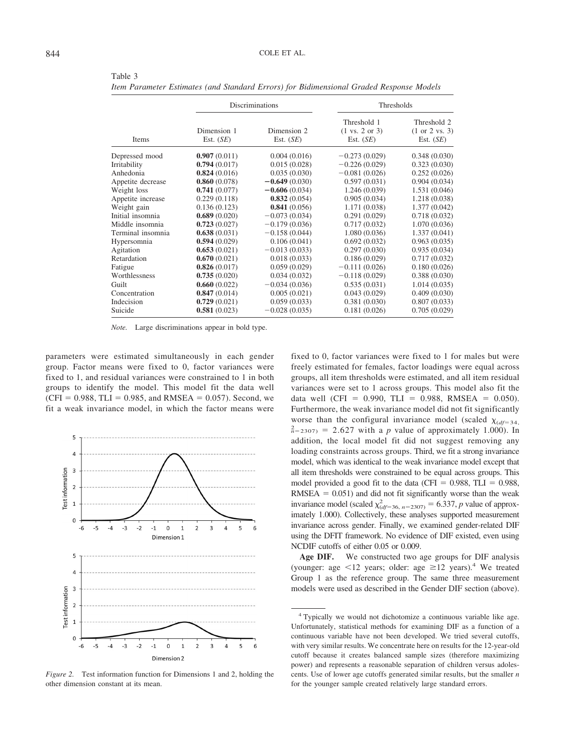Table 3
*Item Parameter Estimates (and Standard Errors) for Bidimensional Graded Response Models*

| | Discriminations | | Thresholds | |
|---|---|---|---|---|
| Items | Dimension 1 Est. (*SE*) | Dimension 2 Est. (*SE*) | Threshold 1 (1 vs. 2 or 3) Est. (*SE*) | Threshold 2 (1 or 2 vs. 3) Est. (*SE*) |
| Depressed mood | **0.907** (0.011) | 0.004 (0.016) | −0.273 (0.029) | 0.348 (0.030) |
| Irritability | **0.794** (0.017) | 0.015 (0.028) | −0.226 (0.029) | 0.323 (0.030) |
| Anhedonia | **0.824** (0.016) | 0.035 (0.030) | −0.081 (0.026) | 0.252 (0.026) |
| Appetite decrease | **0.860** (0.078) | **−0.649** (0.030) | 0.597 (0.031) | 0.904 (0.034) |
| Weight loss | **0.741** (0.077) | **−0.606** (0.034) | 1.246 (0.039) | 1.531 (0.046) |
| Appetite increase | 0.229 (0.118) | **0.832** (0.054) | 0.905 (0.034) | 1.218 (0.038) |
| Weight gain | 0.136 (0.123) | **0.841** (0.056) | 1.171 (0.038) | 1.377 (0.042) |
| Initial insomnia | **0.689** (0.020) | −0.073 (0.034) | 0.291 (0.029) | 0.718 (0.032) |
| Middle insomnia | **0.723** (0.027) | −0.179 (0.036) | 0.717 (0.032) | 1.070 (0.036) |
| Terminal insomnia | **0.638** (0.031) | −0.158 (0.044) | 1.080 (0.036) | 1.337 (0.041) |
| Hypersomnia | **0.594** (0.029) | 0.106 (0.041) | 0.692 (0.032) | 0.963 (0.035) |
| Agitation | **0.653** (0.021) | −0.013 (0.033) | 0.297 (0.030) | 0.935 (0.034) |
| Retardation | **0.670** (0.021) | 0.018 (0.033) | 0.186 (0.029) | 0.717 (0.032) |
| Fatigue | **0.826** (0.017) | 0.059 (0.029) | −0.111 (0.026) | 0.180 (0.026) |
| Worthlessness | **0.735** (0.020) | 0.034 (0.032) | −0.118 (0.029) | 0.388 (0.030) |
| Guilt | **0.660** (0.022) | −0.034 (0.036) | 0.535 (0.031) | 1.014 (0.035) |
| Concentration | **0.847** (0.014) | 0.005 (0.021) | 0.043 (0.029) | 0.409 (0.030) |
| Indecision | **0.729** (0.021) | 0.059 (0.033) | 0.381 (0.030) | 0.807 (0.033) |
| Suicide | **0.581** (0.023) | −0.028 (0.035) | 0.181 (0.026) | 0.705 (0.029) |

*Note.* Large discriminations appear in bold type.

parameters were estimated simultaneously in each gender group. Factor means were fixed to 0, factor variances were fixed to 1, and residual variances were constrained to 1 in both groups to identify the model. This model fit the data well (CFI = 0.988, TLI = 0.985, and RMSEA = 0.057). Second, we fit a weak invariance model, in which the factor means were fixed to 0, factor variances were fixed to 1 for males but were freely estimated for females, factor loadings were equal across groups, all item thresholds were estimated, and all item residual variances were set to 1 across groups. This model also fit the data well (CFI = 0.990, TLI = 0.988, RMSEA = 0.050). Furthermore, the weak invariance model did not fit significantly worse than the configural invariance model (scaled $\chi^2_{(df=34, n=2307)} = 2.627$ with a *p* value of approximately 1.000). In addition, the local model fit did not suggest removing any loading constraints across groups. Third, we fit a strong invariance model, which was identical to the weak invariance model except that all item thresholds were constrained to be equal across groups. This model provided a good fit to the data (CFI = 0.988, TLI = 0.988, RMSEA = 0.051) and did not fit significantly worse than the weak invariance model (scaled $\chi^2_{(df=36, n=2307)} = 6.337$, *p* value of approximately 1.000). Collectively, these analyses supported measurement invariance across gender. Finally, we examined gender-related DIF using the DFIT framework. No evidence of DIF existed, even using NCDIF cutoffs of either 0.05 or 0.009.

*Figure 2.* Test information function for Dimensions 1 and 2, holding the other dimension constant at its mean.

**Age DIF.** We constructed two age groups for DIF analysis (younger: age <12 years; older: age ≥12 years).[4] We treated Group 1 as the reference group. The same three measurement models were used as described in the Gender DIF section (above).

[4] Typically we would not dichotomize a continuous variable like age. Unfortunately, statistical methods for examining DIF as a function of a continuous variable have not been developed. We tried several cutoffs, with very similar results. We concentrate here on results for the 12-year-old cutoff because it creates balanced sample sizes (therefore maximizing power) and represents a reasonable separation of children versus adolescents. Use of lower age cutoffs generated similar results, but the smaller *n* for the younger sample created relatively large standard errors.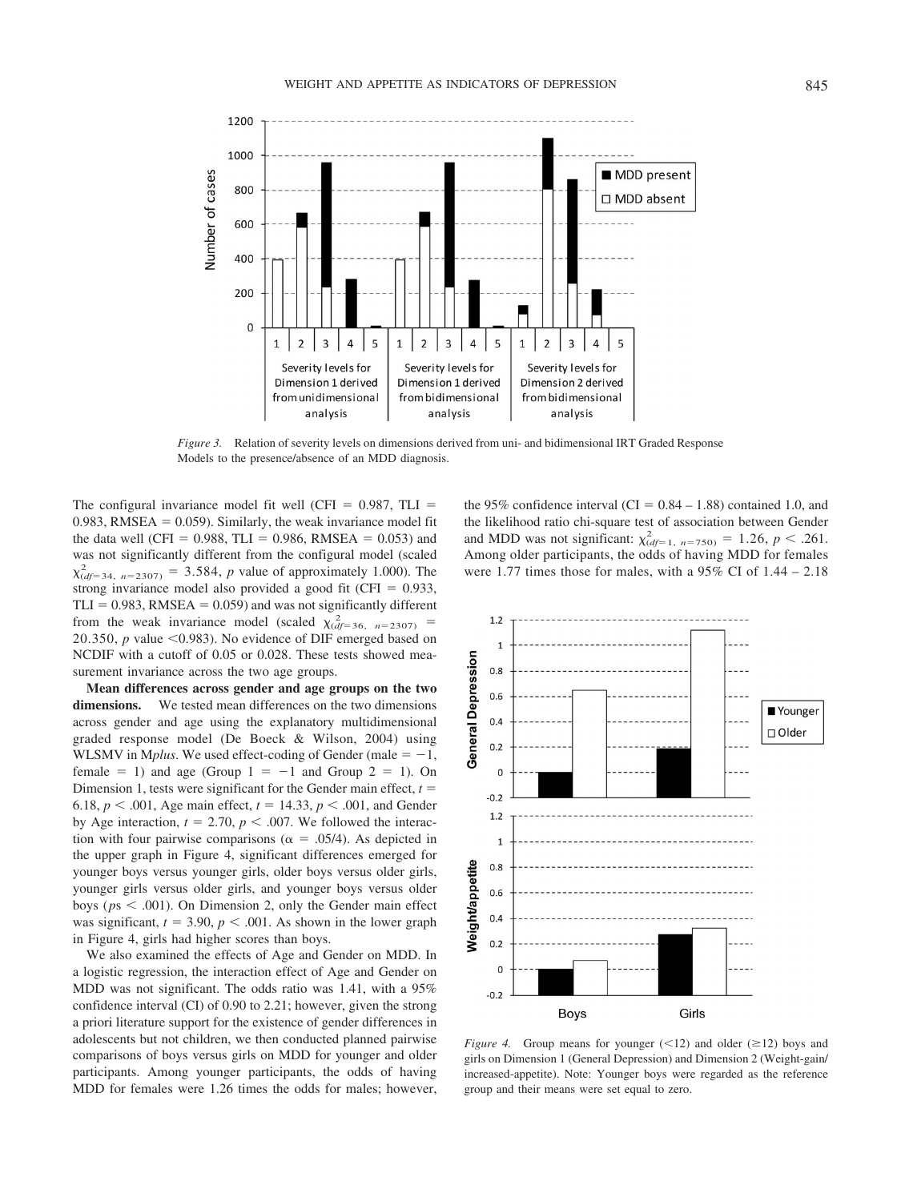*Figure 3.* Relation of severity levels on dimensions derived from uni- and bidimensional IRT Graded Response Models to the presence/absence of an MDD diagnosis.

The configural invariance model fit well (CFI = 0.987, TLI = 0.983, RMSEA = 0.059). Similarly, the weak invariance model fit the data well (CFI = 0.988, TLI = 0.986, RMSEA = 0.053) and was not significantly different from the configural model (scaled $\chi^2_{(df=34,\ n=2307)} = 3.584$, *p* value of approximately 1.000). The strong invariance model also provided a good fit (CFI = 0.933, TLI = 0.983, RMSEA = 0.059) and was not significantly different from the weak invariance model (scaled $\chi^2_{(df=36,\ n=2307)} = 20.350$, *p* value <0.983). No evidence of DIF emerged based on NCDIF with a cutoff of 0.05 or 0.028. These tests showed measurement invariance across the two age groups.

**Mean differences across gender and age groups on the two dimensions.** We tested mean differences on the two dimensions across gender and age using the explanatory multidimensional graded response model (De Boeck & Wilson, 2004) using WLSMV in M*plus*. We used effect-coding of Gender (male = −1, female = 1) and age (Group 1 = −1 and Group 2 = 1). On Dimension 1, tests were significant for the Gender main effect, $t = 6.18$, $p < .001$, Age main effect, $t = 14.33$, $p < .001$, and Gender by Age interaction, $t = 2.70$, $p < .007$. We followed the interaction with four pairwise comparisons ($\alpha = .05/4$). As depicted in the upper graph in Figure 4, significant differences emerged for younger boys versus younger girls, older boys versus older girls, younger girls versus older girls, and younger boys versus older boys ($ps < .001$). On Dimension 2, only the Gender main effect was significant, $t = 3.90$, $p < .001$. As shown in the lower graph in Figure 4, girls had higher scores than boys.

We also examined the effects of Age and Gender on MDD. In a logistic regression, the interaction effect of Age and Gender on MDD was not significant. The odds ratio was 1.41, with a 95% confidence interval (CI) of 0.90 to 2.21; however, given the strong a priori literature support for the existence of gender differences in adolescents but not children, we then conducted planned pairwise comparisons of boys versus girls on MDD for younger and older participants. Among younger participants, the odds of having MDD for females were 1.26 times the odds for males; however, the 95% confidence interval (CI = 0.84 – 1.88) contained 1.0, and the likelihood ratio chi-square test of association between Gender and MDD was not significant: $\chi^2_{(df=1,\ n=750)} = 1.26$, $p < .261$. Among older participants, the odds of having MDD for females were 1.77 times those for males, with a 95% CI of 1.44 – 2.18

*Figure 4.* Group means for younger (<12) and older (≥12) boys and girls on Dimension 1 (General Depression) and Dimension 2 (Weight-gain/increased-appetite). Note: Younger boys were regarded as the reference group and their means were set equal to zero.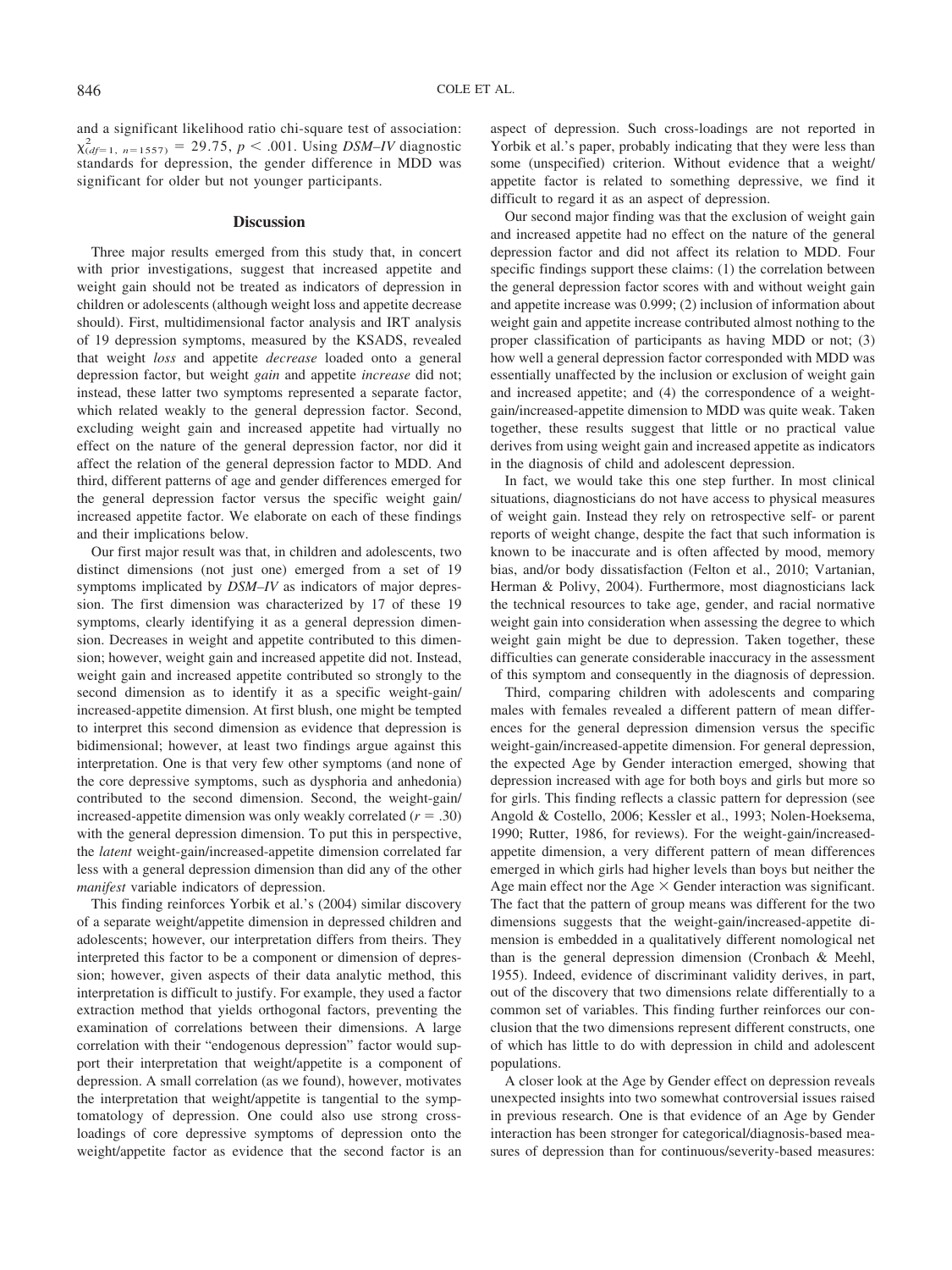and a significant likelihood ratio chi-square test of association: $\chi^2_{(df=1,\ n=1557)} = 29.75$, $p < .001$. Using *DSM–IV* diagnostic standards for depression, the gender difference in MDD was significant for older but not younger participants.

## Discussion

Three major results emerged from this study that, in concert with prior investigations, suggest that increased appetite and weight gain should not be treated as indicators of depression in children or adolescents (although weight loss and appetite decrease should). First, multidimensional factor analysis and IRT analysis of 19 depression symptoms, measured by the KSADS, revealed that weight *loss* and appetite *decrease* loaded onto a general depression factor, but weight *gain* and appetite *increase* did not; instead, these latter two symptoms represented a separate factor, which related weakly to the general depression factor. Second, excluding weight gain and increased appetite had virtually no effect on the nature of the general depression factor, nor did it affect the relation of the general depression factor to MDD. And third, different patterns of age and gender differences emerged for the general depression factor versus the specific weight gain/increased appetite factor. We elaborate on each of these findings and their implications below.

Our first major result was that, in children and adolescents, two distinct dimensions (not just one) emerged from a set of 19 symptoms implicated by *DSM–IV* as indicators of major depression. The first dimension was characterized by 17 of these 19 symptoms, clearly identifying it as a general depression dimension. Decreases in weight and appetite contributed to this dimension; however, weight gain and increased appetite did not. Instead, weight gain and increased appetite contributed so strongly to the second dimension as to identify it as a specific weight-gain/increased-appetite dimension. At first blush, one might be tempted to interpret this second dimension as evidence that depression is bidimensional; however, at least two findings argue against this interpretation. One is that very few other symptoms (and none of the core depressive symptoms, such as dysphoria and anhedonia) contributed to the second dimension. Second, the weight-gain/increased-appetite dimension was only weakly correlated ($r = .30$) with the general depression dimension. To put this in perspective, the *latent* weight-gain/increased-appetite dimension correlated far less with a general depression dimension than did any of the other *manifest* variable indicators of depression.

This finding reinforces Yorbik et al.'s (2004) similar discovery of a separate weight/appetite dimension in depressed children and adolescents; however, our interpretation differs from theirs. They interpreted this factor to be a component or dimension of depression; however, given aspects of their data analytic method, this interpretation is difficult to justify. For example, they used a factor extraction method that yields orthogonal factors, preventing the examination of correlations between their dimensions. A large correlation with their "endogenous depression" factor would support their interpretation that weight/appetite is a component of depression. A small correlation (as we found), however, motivates the interpretation that weight/appetite is tangential to the symptomatology of depression. One could also use strong cross-loadings of core depressive symptoms of depression onto the weight/appetite factor as evidence that the second factor is an aspect of depression. Such cross-loadings are not reported in Yorbik et al.'s paper, probably indicating that they were less than some (unspecified) criterion. Without evidence that a weight/appetite factor is related to something depressive, we find it difficult to regard it as an aspect of depression.

Our second major finding was that the exclusion of weight gain and increased appetite had no effect on the nature of the general depression factor and did not affect its relation to MDD. Four specific findings support these claims: (1) the correlation between the general depression factor scores with and without weight gain and appetite increase was 0.999; (2) inclusion of information about weight gain and appetite increase contributed almost nothing to the proper classification of participants as having MDD or not; (3) how well a general depression factor corresponded with MDD was essentially unaffected by the inclusion or exclusion of weight gain and increased appetite; and (4) the correspondence of a weight-gain/increased-appetite dimension to MDD was quite weak. Taken together, these results suggest that little or no practical value derives from using weight gain and increased appetite as indicators in the diagnosis of child and adolescent depression.

In fact, we would take this one step further. In most clinical situations, diagnosticians do not have access to physical measures of weight gain. Instead they rely on retrospective self- or parent reports of weight change, despite the fact that such information is known to be inaccurate and is often affected by mood, memory bias, and/or body dissatisfaction (Felton et al., 2010; Vartanian, Herman & Polivy, 2004). Furthermore, most diagnosticians lack the technical resources to take age, gender, and racial normative weight gain into consideration when assessing the degree to which weight gain might be due to depression. Taken together, these difficulties can generate considerable inaccuracy in the assessment of this symptom and consequently in the diagnosis of depression.

Third, comparing children with adolescents and comparing males with females revealed a different pattern of mean differences for the general depression dimension versus the specific weight-gain/increased-appetite dimension. For general depression, the expected Age by Gender interaction emerged, showing that depression increased with age for both boys and girls but more so for girls. This finding reflects a classic pattern for depression (see Angold & Costello, 2006; Kessler et al., 1993; Nolen-Hoeksema, 1990; Rutter, 1986, for reviews). For the weight-gain/increased-appetite dimension, a very different pattern of mean differences emerged in which girls had higher levels than boys but neither the Age main effect nor the Age × Gender interaction was significant. The fact that the pattern of group means was different for the two dimensions suggests that the weight-gain/increased-appetite dimension is embedded in a qualitatively different nomological net than is the general depression dimension (Cronbach & Meehl, 1955). Indeed, evidence of discriminant validity derives, in part, out of the discovery that two dimensions relate differentially to a common set of variables. This finding further reinforces our conclusion that the two dimensions represent different constructs, one of which has little to do with depression in child and adolescent populations.

A closer look at the Age by Gender effect on depression reveals unexpected insights into two somewhat controversial issues raised in previous research. One is that evidence of an Age by Gender interaction has been stronger for categorical/diagnosis-based measures of depression than for continuous/severity-based measures: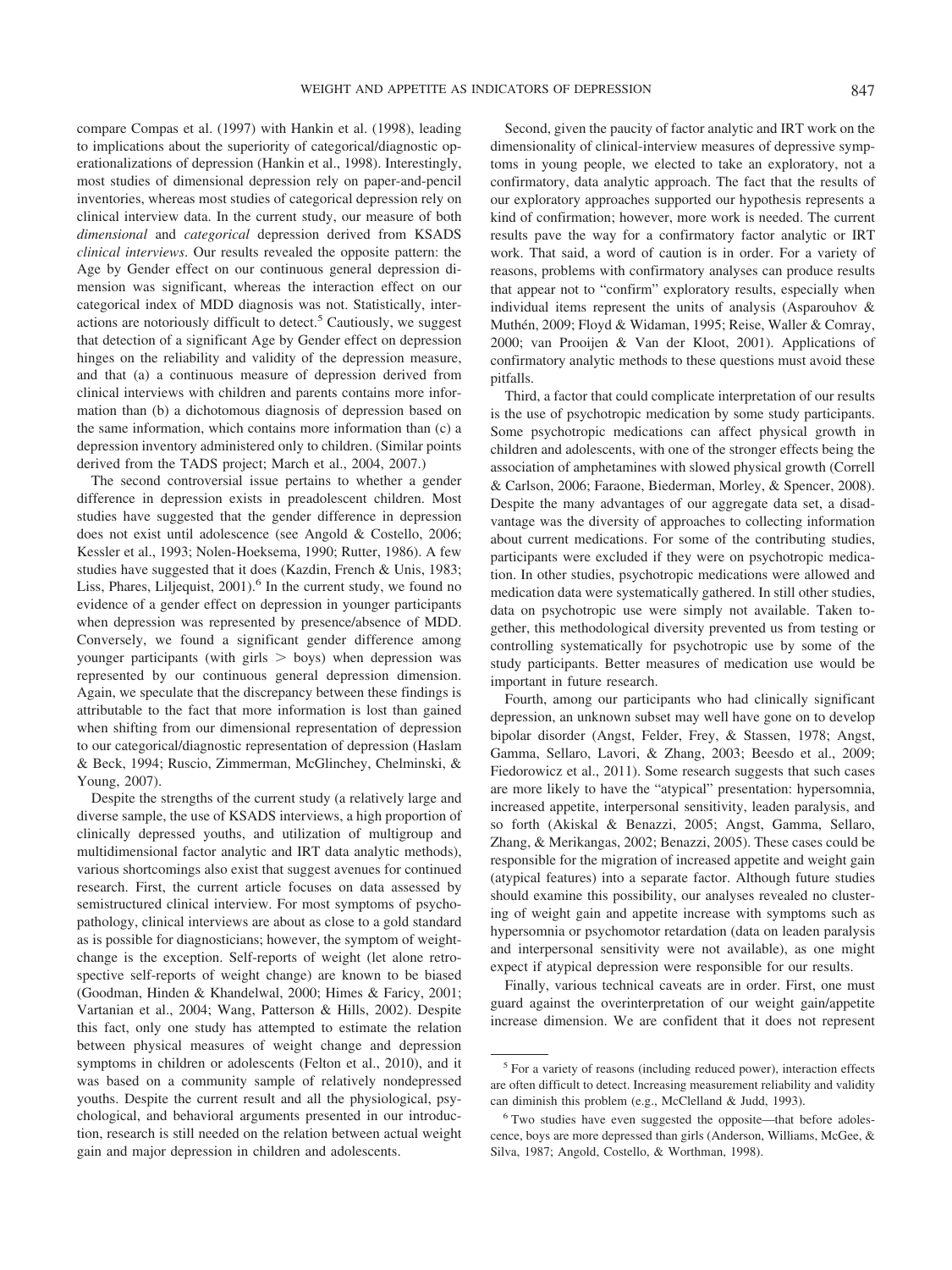compare Compas et al. (1997) with Hankin et al. (1998), leading to implications about the superiority of categorical/diagnostic operationalizations of depression (Hankin et al., 1998). Interestingly, most studies of dimensional depression rely on paper-and-pencil inventories, whereas most studies of categorical depression rely on clinical interview data. In the current study, our measure of both *dimensional* and *categorical* depression derived from KSADS *clinical interviews*. Our results revealed the opposite pattern: the Age by Gender effect on our continuous general depression dimension was significant, whereas the interaction effect on our categorical index of MDD diagnosis was not. Statistically, interactions are notoriously difficult to detect.[5] Cautiously, we suggest that detection of a significant Age by Gender effect on depression hinges on the reliability and validity of the depression measure, and that (a) a continuous measure of depression derived from clinical interviews with children and parents contains more information than (b) a dichotomous diagnosis of depression based on the same information, which contains more information than (c) a depression inventory administered only to children. (Similar points derived from the TADS project; March et al., 2004, 2007.)

The second controversial issue pertains to whether a gender difference in depression exists in preadolescent children. Most studies have suggested that the gender difference in depression does not exist until adolescence (see Angold & Costello, 2006; Kessler et al., 1993; Nolen-Hoeksema, 1990; Rutter, 1986). A few studies have suggested that it does (Kazdin, French & Unis, 1983; Liss, Phares, Liljequist, 2001).[6] In the current study, we found no evidence of a gender effect on depression in younger participants when depression was represented by presence/absence of MDD. Conversely, we found a significant gender difference among younger participants (with girls > boys) when depression was represented by our continuous general depression dimension. Again, we speculate that the discrepancy between these findings is attributable to the fact that more information is lost than gained when shifting from our dimensional representation of depression to our categorical/diagnostic representation of depression (Haslam & Beck, 1994; Ruscio, Zimmerman, McGlinchey, Chelminski, & Young, 2007).

Despite the strengths of the current study (a relatively large and diverse sample, the use of KSADS interviews, a high proportion of clinically depressed youths, and utilization of multigroup and multidimensional factor analytic and IRT data analytic methods), various shortcomings also exist that suggest avenues for continued research. First, the current article focuses on data assessed by semistructured clinical interview. For most symptoms of psychopathology, clinical interviews are about as close to a gold standard as is possible for diagnosticians; however, the symptom of weight-change is the exception. Self-reports of weight (let alone retrospective self-reports of weight change) are known to be biased (Goodman, Hinden & Khandelwal, 2000; Himes & Faricy, 2001; Vartanian et al., 2004; Wang, Patterson & Hills, 2002). Despite this fact, only one study has attempted to estimate the relation between physical measures of weight change and depression symptoms in children or adolescents (Felton et al., 2010), and it was based on a community sample of relatively nondepressed youths. Despite the current result and all the physiological, psychological, and behavioral arguments presented in our introduction, research is still needed on the relation between actual weight gain and major depression in children and adolescents.

Second, given the paucity of factor analytic and IRT work on the dimensionality of clinical-interview measures of depressive symptoms in young people, we elected to take an exploratory, not a confirmatory, data analytic approach. The fact that the results of our exploratory approaches supported our hypothesis represents a kind of confirmation; however, more work is needed. The current results pave the way for a confirmatory factor analytic or IRT work. That said, a word of caution is in order. For a variety of reasons, problems with confirmatory analyses can produce results that appear not to "confirm" exploratory results, especially when individual items represent the units of analysis (Asparouhov & Muthén, 2009; Floyd & Widaman, 1995; Reise, Waller & Comray, 2000; van Prooijen & Van der Kloot, 2001). Applications of confirmatory analytic methods to these questions must avoid these pitfalls.

Third, a factor that could complicate interpretation of our results is the use of psychotropic medication by some study participants. Some psychotropic medications can affect physical growth in children and adolescents, with one of the stronger effects being the association of amphetamines with slowed physical growth (Correll & Carlson, 2006; Faraone, Biederman, Morley, & Spencer, 2008). Despite the many advantages of our aggregate data set, a disadvantage was the diversity of approaches to collecting information about current medications. For some of the contributing studies, participants were excluded if they were on psychotropic medication. In other studies, psychotropic medications were allowed and medication data were systematically gathered. In still other studies, data on psychotropic use were simply not available. Taken together, this methodological diversity prevented us from testing or controlling systematically for psychotropic use by some of the study participants. Better measures of medication use would be important in future research.

Fourth, among our participants who had clinically significant depression, an unknown subset may well have gone on to develop bipolar disorder (Angst, Felder, Frey, & Stassen, 1978; Angst, Gamma, Sellaro, Lavori, & Zhang, 2003; Beesdo et al., 2009; Fiedorowicz et al., 2011). Some research suggests that such cases are more likely to have the "atypical" presentation: hypersomnia, increased appetite, interpersonal sensitivity, leaden paralysis, and so forth (Akiskal & Benazzi, 2005; Angst, Gamma, Sellaro, Zhang, & Merikangas, 2002; Benazzi, 2005). These cases could be responsible for the migration of increased appetite and weight gain (atypical features) into a separate factor. Although future studies should examine this possibility, our analyses revealed no clustering of weight gain and appetite increase with symptoms such as hypersomnia or psychomotor retardation (data on leaden paralysis and interpersonal sensitivity were not available), as one might expect if atypical depression were responsible for our results.

Finally, various technical caveats are in order. First, one must guard against the overinterpretation of our weight gain/appetite increase dimension. We are confident that it does not represent

---

[5] For a variety of reasons (including reduced power), interaction effects are often difficult to detect. Increasing measurement reliability and validity can diminish this problem (e.g., McClelland & Judd, 1993).

[6] Two studies have even suggested the opposite—that before adolescence, boys are more depressed than girls (Anderson, Williams, McGee, & Silva, 1987; Angold, Costello, & Worthman, 1998).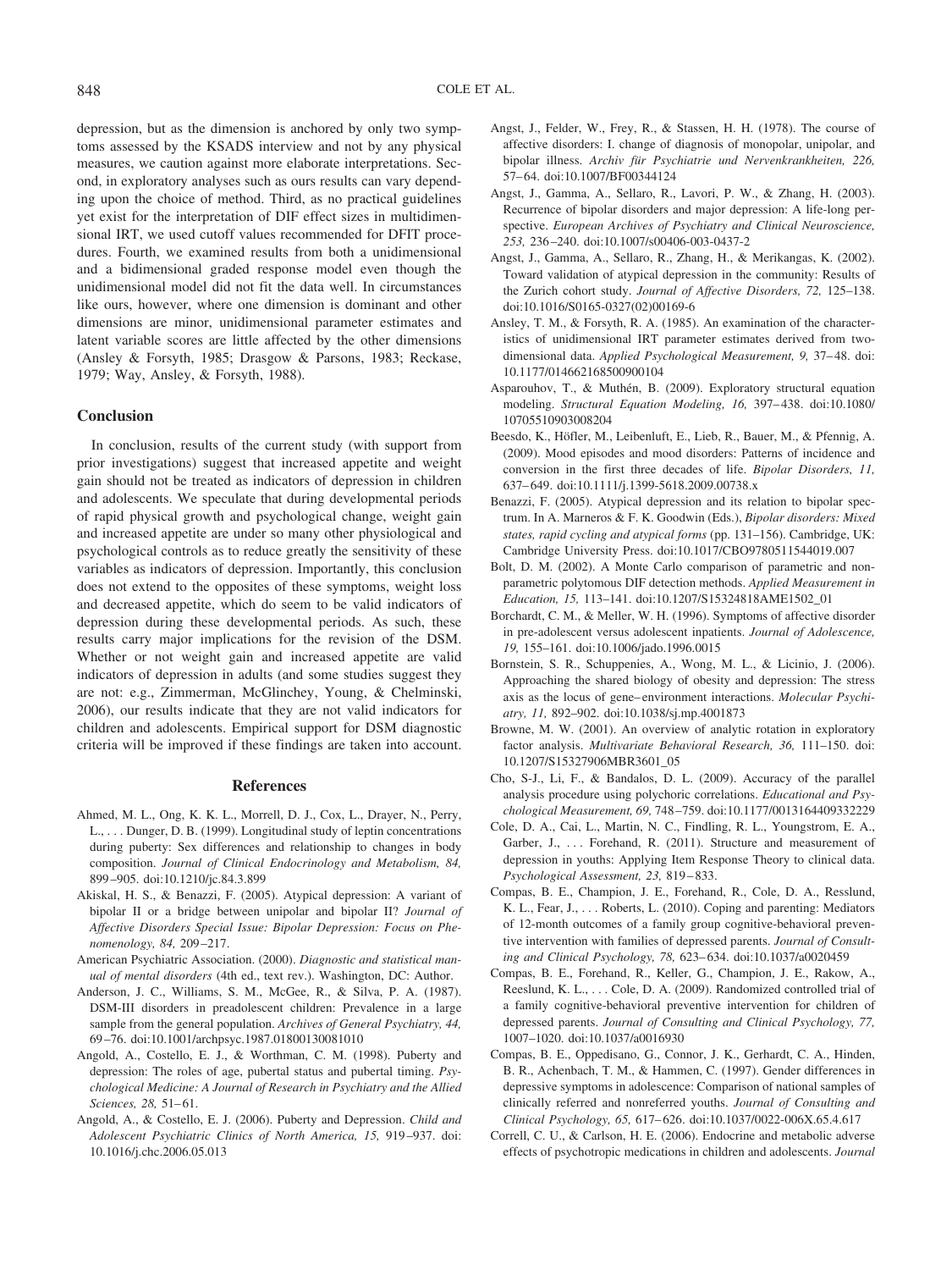depression, but as the dimension is anchored by only two symptoms assessed by the KSADS interview and not by any physical measures, we caution against more elaborate interpretations. Second, in exploratory analyses such as ours results can vary depending upon the choice of method. Third, as no practical guidelines yet exist for the interpretation of DIF effect sizes in multidimensional IRT, we used cutoff values recommended for DFIT procedures. Fourth, we examined results from both a unidimensional and a bidimensional graded response model even though the unidimensional model did not fit the data well. In circumstances like ours, however, where one dimension is dominant and other dimensions are minor, unidimensional parameter estimates and latent variable scores are little affected by the other dimensions (Ansley & Forsyth, 1985; Drasgow & Parsons, 1983; Reckase, 1979; Way, Ansley, & Forsyth, 1988).

## Conclusion

In conclusion, results of the current study (with support from prior investigations) suggest that increased appetite and weight gain should not be treated as indicators of depression in children and adolescents. We speculate that during developmental periods of rapid physical growth and psychological change, weight gain and increased appetite are under so many other physiological and psychological controls as to reduce greatly the sensitivity of these variables as indicators of depression. Importantly, this conclusion does not extend to the opposites of these symptoms, weight loss and decreased appetite, which do seem to be valid indicators of depression during these developmental periods. As such, these results carry major implications for the revision of the DSM. Whether or not weight gain and increased appetite are valid indicators of depression in adults (and some studies suggest they are not: e.g., Zimmerman, McGlinchey, Young, & Chelminski, 2006), our results indicate that they are not valid indicators for children and adolescents. Empirical support for DSM diagnostic criteria will be improved if these findings are taken into account.

## References

Ahmed, M. L., Ong, K. K. L., Morrell, D. J., Cox, L., Drayer, N., Perry, L., . . . Dunger, D. B. (1999). Longitudinal study of leptin concentrations during puberty: Sex differences and relationship to changes in body composition. *Journal of Clinical Endocrinology and Metabolism, 84,* 899–905. doi:10.1210/jc.84.3.899

Akiskal, H. S., & Benazzi, F. (2005). Atypical depression: A variant of bipolar II or a bridge between unipolar and bipolar II? *Journal of Affective Disorders Special Issue: Bipolar Depression: Focus on Phenomenology, 84,* 209–217.

American Psychiatric Association. (2000). *Diagnostic and statistical manual of mental disorders* (4th ed., text rev.). Washington, DC: Author.

Anderson, J. C., Williams, S. M., McGee, R., & Silva, P. A. (1987). DSM-III disorders in preadolescent children: Prevalence in a large sample from the general population. *Archives of General Psychiatry, 44,* 69–76. doi:10.1001/archpsyc.1987.01800130081010

Angold, A., Costello, E. J., & Worthman, C. M. (1998). Puberty and depression: The roles of age, pubertal status and pubertal timing. *Psychological Medicine: A Journal of Research in Psychiatry and the Allied Sciences, 28,* 51–61.

Angold, A., & Costello, E. J. (2006). Puberty and Depression. *Child and Adolescent Psychiatric Clinics of North America, 15,* 919–937. doi:10.1016/j.chc.2006.05.013

Angst, J., Felder, W., Frey, R., & Stassen, H. H. (1978). The course of affective disorders: I. change of diagnosis of monopolar, unipolar, and bipolar illness. *Archiv für Psychiatrie und Nervenkrankheiten, 226,* 57–64. doi:10.1007/BF00344124

Angst, J., Gamma, A., Sellaro, R., Lavori, P. W., & Zhang, H. (2003). Recurrence of bipolar disorders and major depression: A life-long perspective. *European Archives of Psychiatry and Clinical Neuroscience, 253,* 236–240. doi:10.1007/s00406-003-0437-2

Angst, J., Gamma, A., Sellaro, R., Zhang, H., & Merikangas, K. (2002). Toward validation of atypical depression in the community: Results of the Zurich cohort study. *Journal of Affective Disorders, 72,* 125–138. doi:10.1016/S0165-0327(02)00169-6

Ansley, T. M., & Forsyth, R. A. (1985). An examination of the characteristics of unidimensional IRT parameter estimates derived from two-dimensional data. *Applied Psychological Measurement, 9,* 37–48. doi:10.1177/014662168500900104

Asparouhov, T., & Muthén, B. (2009). Exploratory structural equation modeling. *Structural Equation Modeling, 16,* 397–438. doi:10.1080/10705510903008204

Beesdo, K., Höfler, M., Leibenluft, E., Lieb, R., Bauer, M., & Pfennig, A. (2009). Mood episodes and mood disorders: Patterns of incidence and conversion in the first three decades of life. *Bipolar Disorders, 11,* 637–649. doi:10.1111/j.1399-5618.2009.00738.x

Benazzi, F. (2005). Atypical depression and its relation to bipolar spectrum. In A. Marneros & F. K. Goodwin (Eds.), *Bipolar disorders: Mixed states, rapid cycling and atypical forms* (pp. 131–156). Cambridge, UK: Cambridge University Press. doi:10.1017/CBO9780511544019.007

Bolt, D. M. (2002). A Monte Carlo comparison of parametric and nonparametric polytomous DIF detection methods. *Applied Measurement in Education, 15,* 113–141. doi:10.1207/S15324818AME1502_01

Borchardt, C. M., & Meller, W. H. (1996). Symptoms of affective disorder in pre-adolescent versus adolescent inpatients. *Journal of Adolescence, 19,* 155–161. doi:10.1006/jado.1996.0015

Bornstein, S. R., Schuppenies, A., Wong, M. L., & Licinio, J. (2006). Approaching the shared biology of obesity and depression: The stress axis as the locus of gene–environment interactions. *Molecular Psychiatry, 11,* 892–902. doi:10.1038/sj.mp.4001873

Browne, M. W. (2001). An overview of analytic rotation in exploratory factor analysis. *Multivariate Behavioral Research, 36,* 111–150. doi:10.1207/S15327906MBR3601_05

Cho, S-J., Li, F., & Bandalos, D. L. (2009). Accuracy of the parallel analysis procedure using polychoric correlations. *Educational and Psychological Measurement, 69,* 748–759. doi:10.1177/0013164409332229

Cole, D. A., Cai, L., Martin, N. C., Findling, R. L., Youngstrom, E. A., Garber, J., . . . Forehand, R. (2011). Structure and measurement of depression in youths: Applying Item Response Theory to clinical data. *Psychological Assessment, 23,* 819–833.

Compas, B. E., Champion, J. E., Forehand, R., Cole, D. A., Resslund, K. L., Fear, J., . . . Roberts, L. (2010). Coping and parenting: Mediators of 12-month outcomes of a family group cognitive-behavioral preventive intervention with families of depressed parents. *Journal of Consulting and Clinical Psychology, 78,* 623–634. doi:10.1037/a0020459

Compas, B. E., Forehand, R., Keller, G., Champion, J. E., Rakow, A., Reeslund, K. L., . . . Cole, D. A. (2009). Randomized controlled trial of a family cognitive-behavioral preventive intervention for children of depressed parents. *Journal of Consulting and Clinical Psychology, 77,* 1007–1020. doi:10.1037/a0016930

Compas, B. E., Oppedisano, G., Connor, J. K., Gerhardt, C. A., Hinden, B. R., Achenbach, T. M., & Hammen, C. (1997). Gender differences in depressive symptoms in adolescence: Comparison of national samples of clinically referred and nonreferred youths. *Journal of Consulting and Clinical Psychology, 65,* 617–626. doi:10.1037/0022-006X.65.4.617

Correll, C. U., & Carlson, H. E. (2006). Endocrine and metabolic adverse effects of psychotropic medications in children and adolescents. *Journal*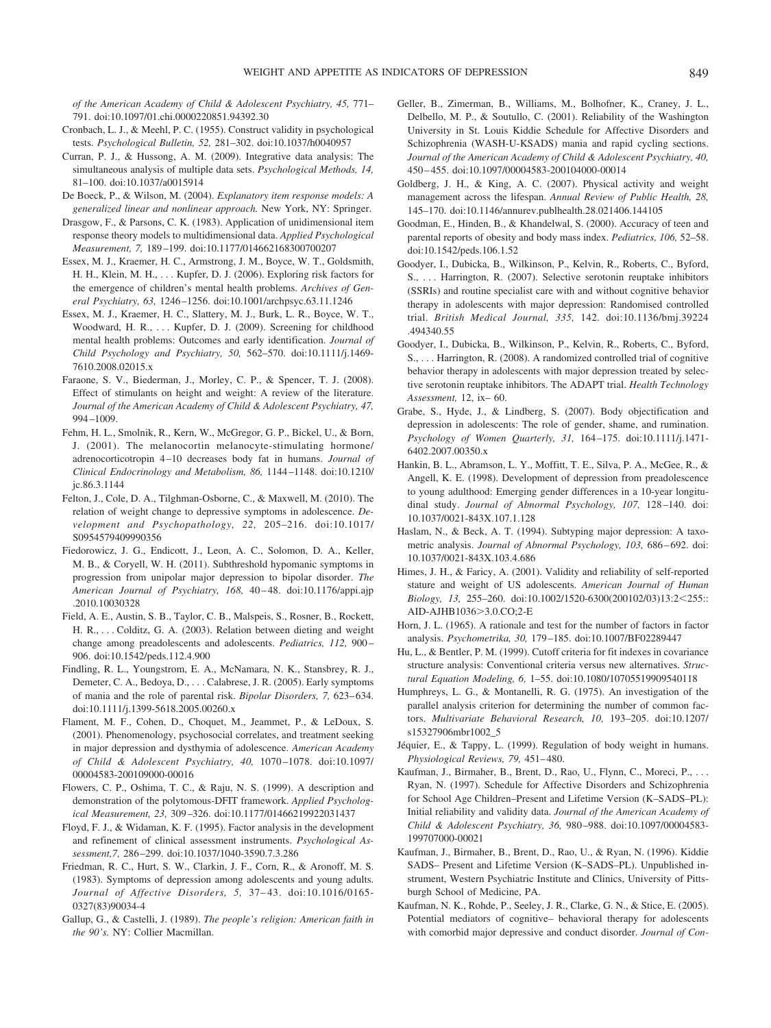*of the American Academy of Child & Adolescent Psychiatry, 45,* 771–791. doi:10.1097/01.chi.0000220851.94392.30

Cronbach, L. J., & Meehl, P. C. (1955). Construct validity in psychological tests. *Psychological Bulletin, 52,* 281–302. doi:10.1037/h0040957

Curran, P. J., & Hussong, A. M. (2009). Integrative data analysis: The simultaneous analysis of multiple data sets. *Psychological Methods, 14,* 81–100. doi:10.1037/a0015914

De Boeck, P., & Wilson, M. (2004). *Explanatory item response models: A generalized linear and nonlinear approach.* New York, NY: Springer.

Drasgow, F., & Parsons, C. K. (1983). Application of unidimensional item response theory models to multidimensional data. *Applied Psychological Measurement, 7,* 189–199. doi:10.1177/014662168300700207

Essex, M. J., Kraemer, H. C., Armstrong, J. M., Boyce, W. T., Goldsmith, H. H., Klein, M. H., . . . Kupfer, D. J. (2006). Exploring risk factors for the emergence of children's mental health problems. *Archives of General Psychiatry, 63,* 1246–1256. doi:10.1001/archpsyc.63.11.1246

Essex, M. J., Kraemer, H. C., Slattery, M. J., Burk, L. R., Boyce, W. T., Woodward, H. R., . . . Kupfer, D. J. (2009). Screening for childhood mental health problems: Outcomes and early identification. *Journal of Child Psychology and Psychiatry, 50,* 562–570. doi:10.1111/j.1469-7610.2008.02015.x

Faraone, S. V., Biederman, J., Morley, C. P., & Spencer, T. J. (2008). Effect of stimulants on height and weight: A review of the literature. *Journal of the American Academy of Child & Adolescent Psychiatry, 47,* 994–1009.

Fehm, H. L., Smolnik, R., Kern, W., McGregor, G. P., Bickel, U., & Born, J. (2001). The melanocortin melanocyte-stimulating hormone/adrenocorticotropin 4–10 decreases body fat in humans. *Journal of Clinical Endocrinology and Metabolism, 86,* 1144–1148. doi:10.1210/jc.86.3.1144

Felton, J., Cole, D. A., Tilghman-Osborne, C., & Maxwell, M. (2010). The relation of weight change to depressive symptoms in adolescence. *Development and Psychopathology, 22,* 205–216. doi:10.1017/S0954579409990356

Fiedorowicz, J. G., Endicott, J., Leon, A. C., Solomon, D. A., Keller, M. B., & Coryell, W. H. (2011). Subthreshold hypomanic symptoms in progression from unipolar major depression to bipolar disorder. *The American Journal of Psychiatry, 168,* 40–48. doi:10.1176/appi.ajp.2010.10030328

Field, A. E., Austin, S. B., Taylor, C. B., Malspeis, S., Rosner, B., Rockett, H. R., . . . Colditz, G. A. (2003). Relation between dieting and weight change among preadolescents and adolescents. *Pediatrics, 112,* 900–906. doi:10.1542/peds.112.4.900

Findling, R. L., Youngstrom, E. A., McNamara, N. K., Stansbrey, R. J., Demeter, C. A., Bedoya, D., . . . Calabrese, J. R. (2005). Early symptoms of mania and the role of parental risk. *Bipolar Disorders, 7,* 623–634. doi:10.1111/j.1399-5618.2005.00260.x

Flament, M. F., Cohen, D., Choquet, M., Jeammet, P., & LeDoux, S. (2001). Phenomenology, psychosocial correlates, and treatment seeking in major depression and dysthymia of adolescence. *American Academy of Child & Adolescent Psychiatry, 40,* 1070–1078. doi:10.1097/00004583-200109000-00016

Flowers, C. P., Oshima, T. C., & Raju, N. S. (1999). A description and demonstration of the polytomous-DFIT framework. *Applied Psychological Measurement, 23,* 309–326. doi:10.1177/01466219922031437

Floyd, F. J., & Widaman, K. F. (1995). Factor analysis in the development and refinement of clinical assessment instruments. *Psychological Assessment,7,* 286–299. doi:10.1037/1040-3590.7.3.286

Friedman, R. C., Hurt, S. W., Clarkin, J. F., Corn, R., & Aronoff, M. S. (1983). Symptoms of depression among adolescents and young adults. *Journal of Affective Disorders, 5,* 37–43. doi:10.1016/0165-0327(83)90034-4

Gallup, G., & Castelli, J. (1989). *The people's religion: American faith in the 90's.* NY: Collier Macmillan.

Geller, B., Zimerman, B., Williams, M., Bolhofner, K., Craney, J. L., Delbello, M. P., & Soutullo, C. (2001). Reliability of the Washington University in St. Louis Kiddie Schedule for Affective Disorders and Schizophrenia (WASH-U-KSADS) mania and rapid cycling sections. *Journal of the American Academy of Child & Adolescent Psychiatry, 40,* 450–455. doi:10.1097/00004583-200104000-00014

Goldberg, J. H., & King, A. C. (2007). Physical activity and weight management across the lifespan. *Annual Review of Public Health, 28,* 145–170. doi:10.1146/annurev.publhealth.28.021406.144105

Goodman, E., Hinden, B., & Khandelwal, S. (2000). Accuracy of teen and parental reports of obesity and body mass index. *Pediatrics, 106,* 52–58. doi:10.1542/peds.106.1.52

Goodyer, I., Dubicka, B., Wilkinson, P., Kelvin, R., Roberts, C., Byford, S., . . . Harrington, R. (2007). Selective serotonin reuptake inhibitors (SSRIs) and routine specialist care with and without cognitive behavior therapy in adolescents with major depression: Randomised controlled trial. *British Medical Journal, 335,* 142. doi:10.1136/bmj.39224.494340.55

Goodyer, I., Dubicka, B., Wilkinson, P., Kelvin, R., Roberts, C., Byford, S., . . . Harrington, R. (2008). A randomized controlled trial of cognitive behavior therapy in adolescents with major depression treated by selective serotonin reuptake inhibitors. The ADAPT trial. *Health Technology Assessment,* 12, ix– 60.

Grabe, S., Hyde, J., & Lindberg, S. (2007). Body objectification and depression in adolescents: The role of gender, shame, and rumination. *Psychology of Women Quarterly, 31,* 164–175. doi:10.1111/j.1471-6402.2007.00350.x

Hankin, B. L., Abramson, L. Y., Moffitt, T. E., Silva, P. A., McGee, R., & Angell, K. E. (1998). Development of depression from preadolescence to young adulthood: Emerging gender differences in a 10-year longitudinal study. *Journal of Abnormal Psychology, 107,* 128–140. doi:10.1037/0021-843X.107.1.128

Haslam, N., & Beck, A. T. (1994). Subtyping major depression: A taxometric analysis. *Journal of Abnormal Psychology, 103,* 686–692. doi:10.1037/0021-843X.103.4.686

Himes, J. H., & Faricy, A. (2001). Validity and reliability of self-reported stature and weight of US adolescents. *American Journal of Human Biology, 13,* 255–260. doi:10.1002/1520-6300(200102/03)13:2<255::AID-AJHB1036>3.0.CO;2-E

Horn, J. L. (1965). A rationale and test for the number of factors in factor analysis. *Psychometrika, 30,* 179–185. doi:10.1007/BF02289447

Hu, L., & Bentler, P. M. (1999). Cutoff criteria for fit indexes in covariance structure analysis: Conventional criteria versus new alternatives. *Structural Equation Modeling, 6,* 1–55. doi:10.1080/10705519909540118

Humphreys, L. G., & Montanelli, R. G. (1975). An investigation of the parallel analysis criterion for determining the number of common factors. *Multivariate Behavioral Research, 10,* 193–205. doi:10.1207/s15327906mbr1002_5

Jéquier, E., & Tappy, L. (1999). Regulation of body weight in humans. *Physiological Reviews, 79,* 451–480.

Kaufman, J., Birmaher, B., Brent, D., Rao, U., Flynn, C., Moreci, P., . . . Ryan, N. (1997). Schedule for Affective Disorders and Schizophrenia for School Age Children–Present and Lifetime Version (K–SADS–PL): Initial reliability and validity data. *Journal of the American Academy of Child & Adolescent Psychiatry, 36,* 980–988. doi:10.1097/00004583-199707000-00021

Kaufman, J., Birmaher, B., Brent, D., Rao, U., & Ryan, N. (1996). Kiddie SADS– Present and Lifetime Version (K–SADS–PL). Unpublished instrument, Western Psychiatric Institute and Clinics, University of Pittsburgh School of Medicine, PA.

Kaufman, N. K., Rohde, P., Seeley, J. R., Clarke, G. N., & Stice, E. (2005). Potential mediators of cognitive– behavioral therapy for adolescents with comorbid major depressive and conduct disorder. *Journal of Con-*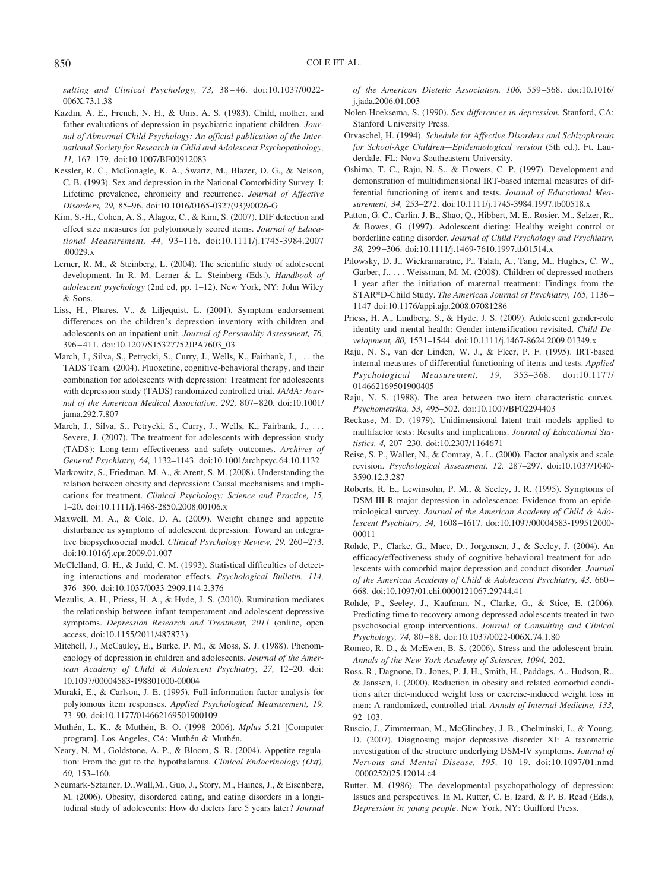*sulting and Clinical Psychology, 73,* 38–46. doi:10.1037/0022-006X.73.1.38

Kazdin, A. E., French, N. H., & Unis, A. S. (1983). Child, mother, and father evaluations of depression in psychiatric inpatient children. *Journal of Abnormal Child Psychology: An official publication of the International Society for Research in Child and Adolescent Psychopathology, 11,* 167–179. doi:10.1007/BF00912083

Kessler, R. C., McGonagle, K. A., Swartz, M., Blazer, D. G., & Nelson, C. B. (1993). Sex and depression in the National Comorbidity Survey. I: Lifetime prevalence, chronicity and recurrence. *Journal of Affective Disorders, 29,* 85–96. doi:10.1016/0165-0327(93)90026-G

Kim, S.-H., Cohen, A. S., Alagoz, C., & Kim, S. (2007). DIF detection and effect size measures for polytomously scored items. *Journal of Educational Measurement, 44,* 93–116. doi:10.1111/j.1745-3984.2007.00029.x

Lerner, R. M., & Steinberg, L. (2004). The scientific study of adolescent development. In R. M. Lerner & L. Steinberg (Eds.), *Handbook of adolescent psychology* (2nd ed, pp. 1–12). New York, NY: John Wiley & Sons.

Liss, H., Phares, V., & Liljequist, L. (2001). Symptom endorsement differences on the children's depression inventory with children and adolescents on an inpatient unit. *Journal of Personality Assessment, 76,* 396–411. doi:10.1207/S15327752JPA7603_03

March, J., Silva, S., Petrycki, S., Curry, J., Wells, K., Fairbank, J., . . . the TADS Team. (2004). Fluoxetine, cognitive-behavioral therapy, and their combination for adolescents with depression: Treatment for adolescents with depression study (TADS) randomized controlled trial. *JAMA: Journal of the American Medical Association, 292,* 807–820. doi:10.1001/jama.292.7.807

March, J., Silva, S., Petrycki, S., Curry, J., Wells, K., Fairbank, J., . . . Severe, J. (2007). The treatment for adolescents with depression study (TADS): Long-term effectiveness and safety outcomes. *Archives of General Psychiatry, 64,* 1132–1143. doi:10.1001/archpsyc.64.10.1132

Markowitz, S., Friedman, M. A., & Arent, S. M. (2008). Understanding the relation between obesity and depression: Causal mechanisms and implications for treatment. *Clinical Psychology: Science and Practice, 15,* 1–20. doi:10.1111/j.1468-2850.2008.00106.x

Maxwell, M. A., & Cole, D. A. (2009). Weight change and appetite disturbance as symptoms of adolescent depression: Toward an integrative biopsychosocial model. *Clinical Psychology Review, 29,* 260–273. doi:10.1016/j.cpr.2009.01.007

McClelland, G. H., & Judd, C. M. (1993). Statistical difficulties of detecting interactions and moderator effects. *Psychological Bulletin, 114,* 376–390. doi:10.1037/0033-2909.114.2.376

Mezulis, A. H., Priess, H. A., & Hyde, J. S. (2010). Rumination mediates the relationship between infant temperament and adolescent depressive symptoms. *Depression Research and Treatment, 2011* (online, open access, doi:10.1155/2011/487873).

Mitchell, J., McCauley, E., Burke, P. M., & Moss, S. J. (1988). Phenomenology of depression in children and adolescents. *Journal of the American Academy of Child & Adolescent Psychiatry, 27,* 12–20. doi:10.1097/00004583-198801000-00004

Muraki, E., & Carlson, J. E. (1995). Full-information factor analysis for polytomous item responses. *Applied Psychological Measurement, 19,* 73–90. doi:10.1177/014662169501900109

Muthén, L. K., & Muthén, B. O. (1998–2006). *Mplus* 5.21 [Computer program]. Los Angeles, CA: Muthén & Muthén.

Neary, N. M., Goldstone, A. P., & Bloom, S. R. (2004). Appetite regulation: From the gut to the hypothalamus. *Clinical Endocrinology (Oxf), 60,* 153–160.

Neumark-Sztainer, D.,Wall,M., Guo, J., Story, M., Haines, J., & Eisenberg, M. (2006). Obesity, disordered eating, and eating disorders in a longitudinal study of adolescents: How do dieters fare 5 years later? *Journal of the American Dietetic Association, 106,* 559–568. doi:10.1016/j.jada.2006.01.003

Nolen-Hoeksema, S. (1990). *Sex differences in depression.* Stanford, CA: Stanford University Press.

Orvaschel, H. (1994). *Schedule for Affective Disorders and Schizophrenia for School-Age Children—Epidemiological version* (5th ed.). Ft. Lauderdale, FL: Nova Southeastern University.

Oshima, T. C., Raju, N. S., & Flowers, C. P. (1997). Development and demonstration of multidimensional IRT-based internal measures of differential functioning of items and tests. *Journal of Educational Measurement, 34,* 253–272. doi:10.1111/j.1745-3984.1997.tb00518.x

Patton, G. C., Carlin, J. B., Shao, Q., Hibbert, M. E., Rosier, M., Selzer, R., & Bowes, G. (1997). Adolescent dieting: Healthy weight control or borderline eating disorder. *Journal of Child Psychology and Psychiatry, 38,* 299–306. doi:10.1111/j.1469-7610.1997.tb01514.x

Pilowsky, D. J., Wickramaratne, P., Talati, A., Tang, M., Hughes, C. W., Garber, J., . . . Weissman, M. M. (2008). Children of depressed mothers 1 year after the initiation of maternal treatment: Findings from the STAR*D-Child Study. *The American Journal of Psychiatry, 165,* 1136–1147 doi:10.1176/appi.ajp.2008.07081286

Priess, H. A., Lindberg, S., & Hyde, J. S. (2009). Adolescent gender-role identity and mental health: Gender intensification revisited. *Child Development, 80,* 1531–1544. doi:10.1111/j.1467-8624.2009.01349.x

Raju, N. S., van der Linden, W. J., & Fleer, P. F. (1995). IRT-based internal measures of differential functioning of items and tests. *Applied Psychological Measurement, 19,* 353–368. doi:10.1177/014662169501900405

Raju, N. S. (1988). The area between two item characteristic curves. *Psychometrika, 53,* 495–502. doi:10.1007/BF02294403

Reckase, M. D. (1979). Unidimensional latent trait models applied to multifactor tests: Results and implications. *Journal of Educational Statistics, 4,* 207–230. doi:10.2307/1164671

Reise, S. P., Waller, N., & Comray, A. L. (2000). Factor analysis and scale revision. *Psychological Assessment, 12,* 287–297. doi:10.1037/1040-3590.12.3.287

Roberts, R. E., Lewinsohn, P. M., & Seeley, J. R. (1995). Symptoms of DSM-III-R major depression in adolescence: Evidence from an epidemiological survey. *Journal of the American Academy of Child & Adolescent Psychiatry, 34,* 1608–1617. doi:10.1097/00004583-199512000-00011

Rohde, P., Clarke, G., Mace, D., Jorgensen, J., & Seeley, J. (2004). An efficacy/effectiveness study of cognitive-behavioral treatment for adolescents with comorbid major depression and conduct disorder. *Journal of the American Academy of Child & Adolescent Psychiatry, 43,* 660–668. doi:10.1097/01.chi.0000121067.29744.41

Rohde, P., Seeley, J., Kaufman, N., Clarke, G., & Stice, E. (2006). Predicting time to recovery among depressed adolescents treated in two psychosocial group interventions. *Journal of Consulting and Clinical Psychology, 74,* 80–88. doi:10.1037/0022-006X.74.1.80

Romeo, R. D., & McEwen, B. S. (2006). Stress and the adolescent brain. *Annals of the New York Academy of Sciences, 1094,* 202.

Ross, R., Dagnone, D., Jones, P. J. H., Smith, H., Paddags, A., Hudson, R., & Janssen, I. (2000). Reduction in obesity and related comorbid conditions after diet-induced weight loss or exercise-induced weight loss in men: A randomized, controlled trial. *Annals of Internal Medicine, 133,* 92–103.

Ruscio, J., Zimmerman, M., McGlinchey, J. B., Chelminski, I., & Young, D. (2007). Diagnosing major depressive disorder XI: A taxometric investigation of the structure underlying DSM-IV symptoms. *Journal of Nervous and Mental Disease, 195,* 10–19. doi:10.1097/01.nmd.0000252025.12014.c4

Rutter, M. (1986). The developmental psychopathology of depression: Issues and perspectives. In M. Rutter, C. E. Izard, & P. B. Read (Eds.), *Depression in young people*. New York, NY: Guilford Press.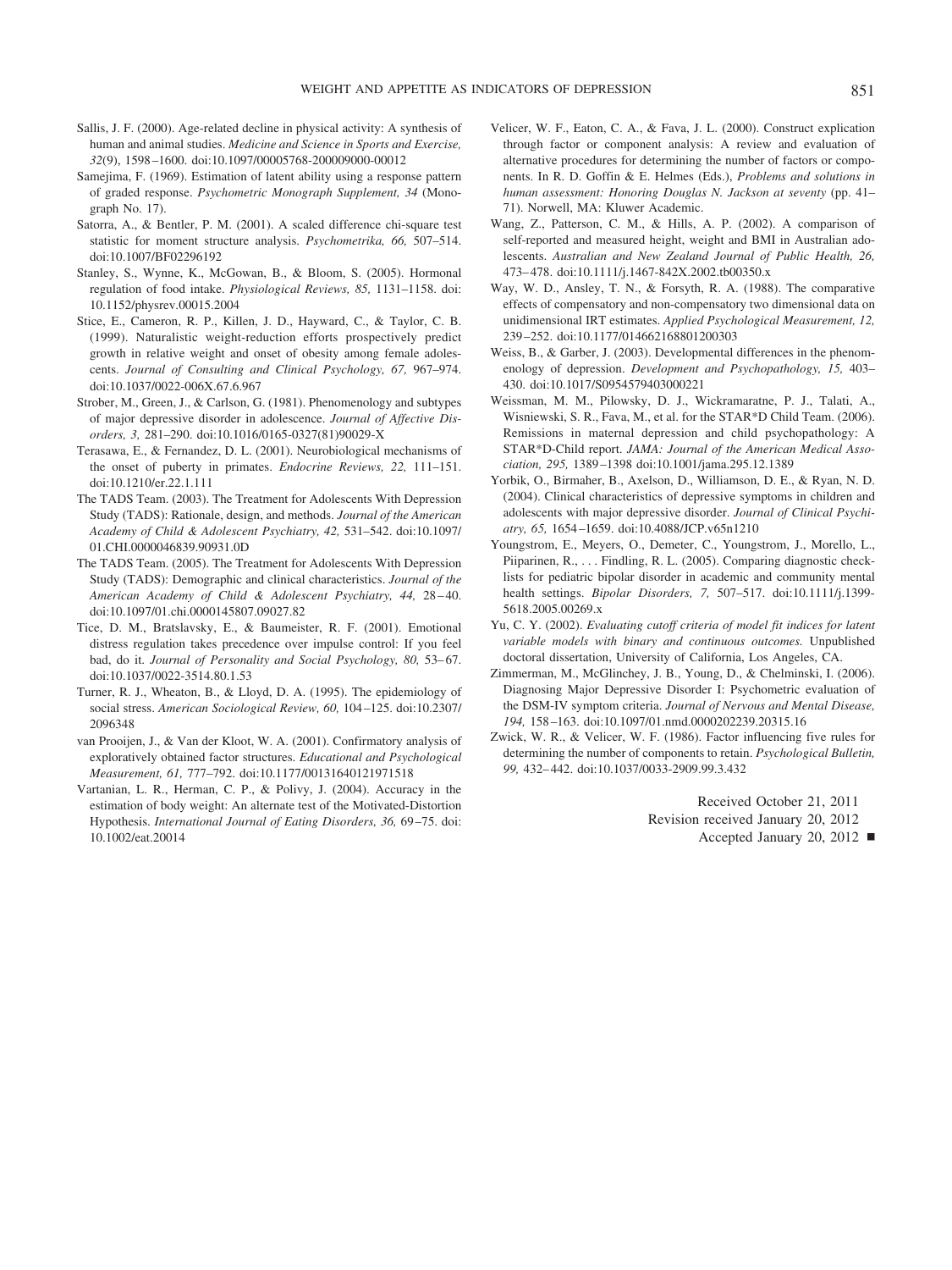Sallis, J. F. (2000). Age-related decline in physical activity: A synthesis of human and animal studies. *Medicine and Science in Sports and Exercise, 32*(9), 1598–1600. doi:10.1097/00005768-200009000-00012

Samejima, F. (1969). Estimation of latent ability using a response pattern of graded response. *Psychometric Monograph Supplement, 34* (Monograph No. 17).

Satorra, A., & Bentler, P. M. (2001). A scaled difference chi-square test statistic for moment structure analysis. *Psychometrika, 66,* 507–514. doi:10.1007/BF02296192

Stanley, S., Wynne, K., McGowan, B., & Bloom, S. (2005). Hormonal regulation of food intake. *Physiological Reviews, 85,* 1131–1158. doi:10.1152/physrev.00015.2004

Stice, E., Cameron, R. P., Killen, J. D., Hayward, C., & Taylor, C. B. (1999). Naturalistic weight-reduction efforts prospectively predict growth in relative weight and onset of obesity among female adolescents. *Journal of Consulting and Clinical Psychology, 67,* 967–974. doi:10.1037/0022-006X.67.6.967

Strober, M., Green, J., & Carlson, G. (1981). Phenomenology and subtypes of major depressive disorder in adolescence. *Journal of Affective Disorders, 3,* 281–290. doi:10.1016/0165-0327(81)90029-X

Terasawa, E., & Fernandez, D. L. (2001). Neurobiological mechanisms of the onset of puberty in primates. *Endocrine Reviews, 22,* 111–151. doi:10.1210/er.22.1.111

The TADS Team. (2003). The Treatment for Adolescents With Depression Study (TADS): Rationale, design, and methods. *Journal of the American Academy of Child & Adolescent Psychiatry, 42,* 531–542. doi:10.1097/01.CHI.0000046839.90931.0D

The TADS Team. (2005). The Treatment for Adolescents With Depression Study (TADS): Demographic and clinical characteristics. *Journal of the American Academy of Child & Adolescent Psychiatry, 44,* 28–40. doi:10.1097/01.chi.0000145807.09027.82

Tice, D. M., Bratslavsky, E., & Baumeister, R. F. (2001). Emotional distress regulation takes precedence over impulse control: If you feel bad, do it. *Journal of Personality and Social Psychology, 80,* 53–67. doi:10.1037/0022-3514.80.1.53

Turner, R. J., Wheaton, B., & Lloyd, D. A. (1995). The epidemiology of social stress. *American Sociological Review, 60,* 104–125. doi:10.2307/2096348

van Prooijen, J., & Van der Kloot, W. A. (2001). Confirmatory analysis of exploratively obtained factor structures. *Educational and Psychological Measurement, 61,* 777–792. doi:10.1177/00131640121971518

Vartanian, L. R., Herman, C. P., & Polivy, J. (2004). Accuracy in the estimation of body weight: An alternate test of the Motivated-Distortion Hypothesis. *International Journal of Eating Disorders, 36,* 69–75. doi:10.1002/eat.20014

Velicer, W. F., Eaton, C. A., & Fava, J. L. (2000). Construct explication through factor or component analysis: A review and evaluation of alternative procedures for determining the number of factors or components. In R. D. Goffin & E. Helmes (Eds.), *Problems and solutions in human assessment: Honoring Douglas N. Jackson at seventy* (pp. 41–71). Norwell, MA: Kluwer Academic.

Wang, Z., Patterson, C. M., & Hills, A. P. (2002). A comparison of self-reported and measured height, weight and BMI in Australian adolescents. *Australian and New Zealand Journal of Public Health, 26,* 473–478. doi:10.1111/j.1467-842X.2002.tb00350.x

Way, W. D., Ansley, T. N., & Forsyth, R. A. (1988). The comparative effects of compensatory and non-compensatory two dimensional data on unidimensional IRT estimates. *Applied Psychological Measurement, 12,* 239–252. doi:10.1177/014662168801200303

Weiss, B., & Garber, J. (2003). Developmental differences in the phenomenology of depression. *Development and Psychopathology, 15,* 403–430. doi:10.1017/S0954579403000221

Weissman, M. M., Pilowsky, D. J., Wickramaratne, P. J., Talati, A., Wisniewski, S. R., Fava, M., et al. for the STAR*D Child Team. (2006). Remissions in maternal depression and child psychopathology: A STAR*D-Child report. *JAMA: Journal of the American Medical Association, 295,* 1389–1398 doi:10.1001/jama.295.12.1389

Yorbik, O., Birmaher, B., Axelson, D., Williamson, D. E., & Ryan, N. D. (2004). Clinical characteristics of depressive symptoms in children and adolescents with major depressive disorder. *Journal of Clinical Psychiatry, 65,* 1654–1659. doi:10.4088/JCP.v65n1210

Youngstrom, E., Meyers, O., Demeter, C., Youngstrom, J., Morello, L., Piiparinen, R., . . . Findling, R. L. (2005). Comparing diagnostic checklists for pediatric bipolar disorder in academic and community mental health settings. *Bipolar Disorders, 7,* 507–517. doi:10.1111/j.1399-5618.2005.00269.x

Yu, C. Y. (2002). *Evaluating cutoff criteria of model fit indices for latent variable models with binary and continuous outcomes.* Unpublished doctoral dissertation, University of California, Los Angeles, CA.

Zimmerman, M., McGlinchey, J. B., Young, D., & Chelminski, I. (2006). Diagnosing Major Depressive Disorder I: Psychometric evaluation of the DSM-IV symptom criteria. *Journal of Nervous and Mental Disease, 194,* 158–163. doi:10.1097/01.nmd.0000202239.20315.16

Zwick, W. R., & Velicer, W. F. (1986). Factor influencing five rules for determining the number of components to retain. *Psychological Bulletin, 99,* 432–442. doi:10.1037/0033-2909.99.3.432

Received October 21, 2011
Revision received January 20, 2012
Accepted January 20, 2012 ■